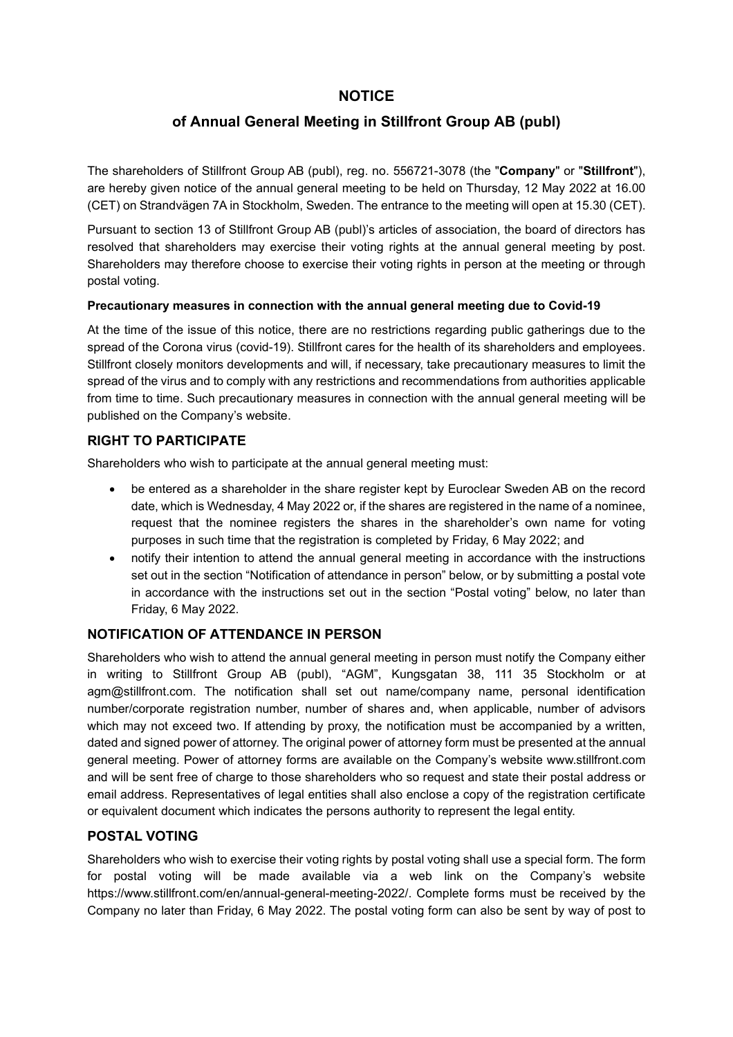# NOTICE

## of Annual General Meeting in Stillfront Group AB (publ)

The shareholders of Stillfront Group AB (publ), reg. no. 556721-3078 (the "**Company**" or "**Stillfront**"), are hereby given notice of the annual general meeting to be held on Thursday, 12 May 2022 at 16.00 (CET) on Strandvägen 7A in Stockholm, Sweden. The entrance to the meeting will open at 15.30 (CET).

Pursuant to section 13 of Stillfront Group AB (publ)'s articles of association, the board of directors has resolved that shareholders may exercise their voting rights at the annual general meeting by post. Shareholders may therefore choose to exercise their voting rights in person at the meeting or through postal voting.

**Precautionary measures in connection with the annual general meeting due to Covid-19**

At the time of the issue of this notice, there are no restrictions regarding public gatherings due to the spread of the Corona virus (covid-19). Stillfront cares for the health of its shareholders and employees. Stillfront closely monitors developments and will, if necessary, take precautionary measures to limit the spread of the virus and to comply with any restrictions and recommendations from authorities applicable from time to time. Such precautionary measures in connection with the annual general meeting will be published on the Company's website.

### RIGHT TO PARTICIPATE

Shareholders who wish to participate at the annual general meeting must:

- be entered as a shareholder in the share register kept by Euroclear Sweden AB on the record date, which is Wednesday, 4 May 2022 or, if the shares are registered in the name of a nominee, request that the nominee registers the shares in the shareholder's own name for voting purposes in such time that the registration is completed by Friday, 6 May 2022; and
- notify their intention to attend the annual general meeting in accordance with the instructions set out in the section "Notification of attendance in person" below, or by submitting a postal vote in accordance with the instructions set out in the section "Postal voting" below, no later than Friday, 6 May 2022.

### NOTIFICATION OF ATTENDANCE IN PERSON

Shareholders who wish to attend the annual general meeting in person must notify the Company either in writing to Stillfront Group AB (publ), "AGM", Kungsgatan 38, 111 35 Stockholm or at agm@stillfront.com. The notification shall set out name/company name, personal identification number/corporate registration number, number of shares and, when applicable, number of advisors which may not exceed two. If attending by proxy, the notification must be accompanied by a written, dated and signed power of attorney. The original power of attorney form must be presented at the annual general meeting. Power of attorney forms are available on the Company's website www.stillfront.com and will be sent free of charge to those shareholders who so request and state their postal address or email address. Representatives of legal entities shall also enclose a copy of the registration certificate or equivalent document which indicates the persons authority to represent the legal entity.

### POSTAL VOTING

Shareholders who wish to exercise their voting rights by postal voting shall use a special form. The form for postal voting will be made available via a web link on the Company's website https://www.stillfront.com/en/annual-general-meeting-2022/. Complete forms must be received by the Company no later than Friday, 6 May 2022. The postal voting form can also be sent by way of post to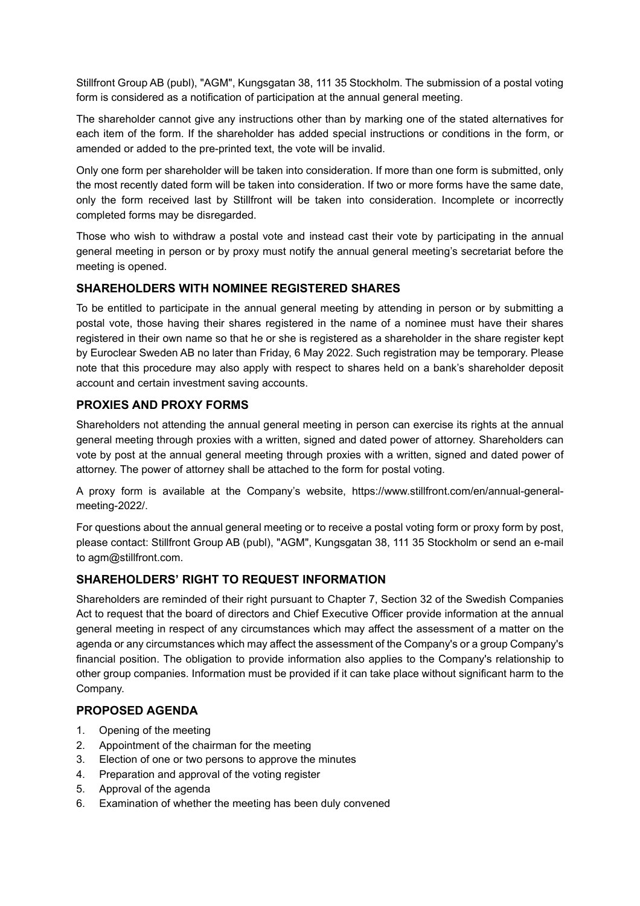Stillfront Group AB (publ), "AGM", Kungsgatan 38, 111 35 Stockholm. The submission of a postal voting form is considered as a notification of participation at the annual general meeting.

The shareholder cannot give any instructions other than by marking one of the stated alternatives for each item of the form. If the shareholder has added special instructions or conditions in the form, or amended or added to the pre-printed text, the vote will be invalid.

Only one form per shareholder will be taken into consideration. If more than one form is submitted, only the most recently dated form will be taken into consideration. If two or more forms have the same date, only the form received last by Stillfront will be taken into consideration. Incomplete or incorrectly completed forms may be disregarded.

Those who wish to withdraw a postal vote and instead cast their vote by participating in the annual general meeting in person or by proxy must notify the annual general meeting's secretariat before the meeting is opened.

## SHAREHOLDERS WITH NOMINEE REGISTERED SHARES

To be entitled to participate in the annual general meeting by attending in person or by submitting a postal vote, those having their shares registered in the name of a nominee must have their shares registered in their own name so that he or she is registered as a shareholder in the share register kept by Euroclear Sweden AB no later than Friday, 6 May 2022. Such registration may be temporary. Please note that this procedure may also apply with respect to shares held on a bank's shareholder deposit account and certain investment saving accounts.

## PROXIES AND PROXY FORMS

Shareholders not attending the annual general meeting in person can exercise its rights at the annual general meeting through proxies with a written, signed and dated power of attorney. Shareholders can vote by post at the annual general meeting through proxies with a written, signed and dated power of attorney. The power of attorney shall be attached to the form for postal voting.

A proxy form is available at the Company's website, https://www.stillfront.com/en/annual-general-meeting-2022/.

For questions about the annual general meeting or to receive a postal voting form or proxy form by post, please contact: Stillfront Group AB (publ), "AGM", Kungsgatan 38, 111 35 Stockholm or send an e-mail to agm@stillfront.com.

## SHAREHOLDERS' RIGHT TO REQUEST INFORMATION

Shareholders are reminded of their right pursuant to Chapter 7, Section 32 of the Swedish Companies Act to request that the board of directors and Chief Executive Officer provide information at the annual general meeting in respect of any circumstances which may affect the assessment of a matter on the agenda or any circumstances which may affect the assessment of the Company's or a group Company's financial position. The obligation to provide information also applies to the Company's relationship to other group companies. Information must be provided if it can take place without significant harm to the Company.

## PROPOSED AGENDA

1. Opening of the meeting
2. Appointment of the chairman for the meeting
3. Election of one or two persons to approve the minutes
4. Preparation and approval of the voting register
5. Approval of the agenda
6. Examination of whether the meeting has been duly convened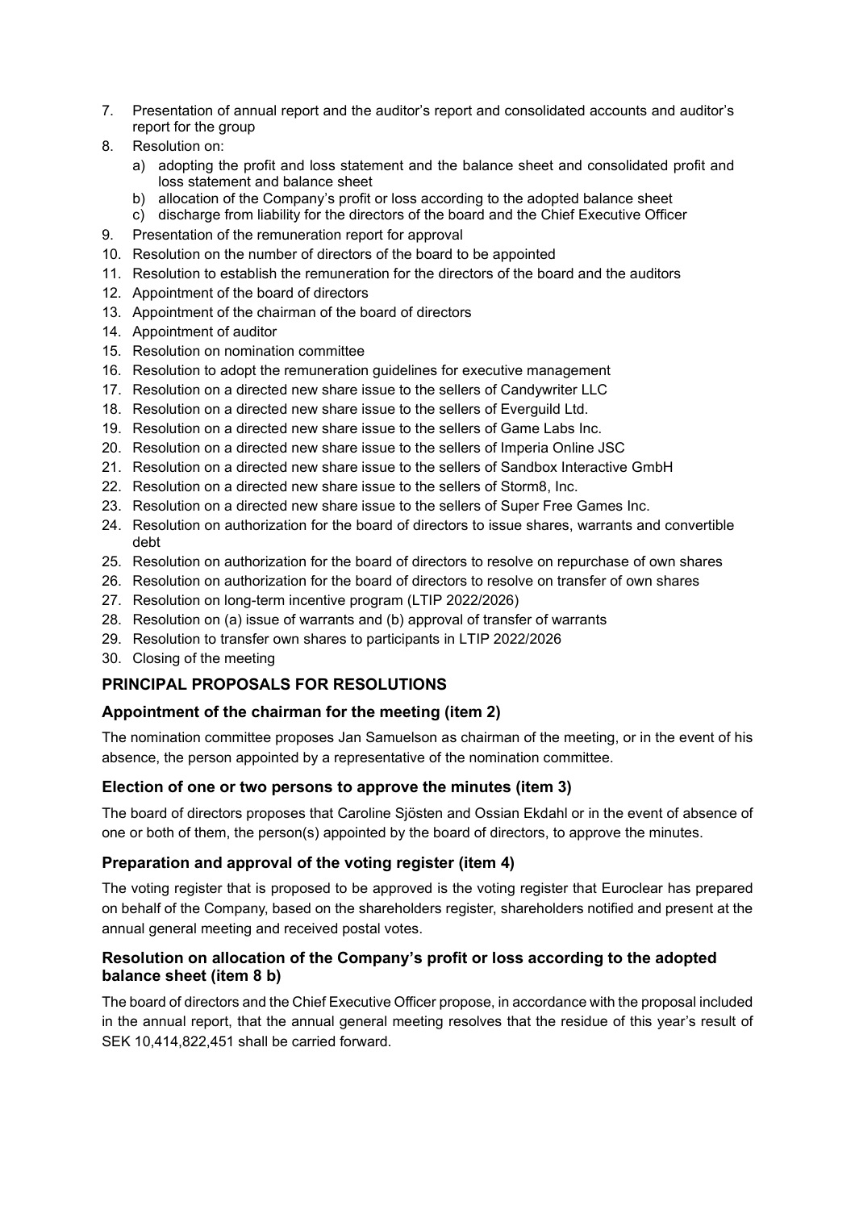7. Presentation of annual report and the auditor's report and consolidated accounts and auditor's report for the group
8. Resolution on:
   a) adopting the profit and loss statement and the balance sheet and consolidated profit and loss statement and balance sheet
   b) allocation of the Company's profit or loss according to the adopted balance sheet
   c) discharge from liability for the directors of the board and the Chief Executive Officer
9. Presentation of the remuneration report for approval
10. Resolution on the number of directors of the board to be appointed
11. Resolution to establish the remuneration for the directors of the board and the auditors
12. Appointment of the board of directors
13. Appointment of the chairman of the board of directors
14. Appointment of auditor
15. Resolution on nomination committee
16. Resolution to adopt the remuneration guidelines for executive management
17. Resolution on a directed new share issue to the sellers of Candywriter LLC
18. Resolution on a directed new share issue to the sellers of Everguild Ltd.
19. Resolution on a directed new share issue to the sellers of Game Labs Inc.
20. Resolution on a directed new share issue to the sellers of Imperia Online JSC
21. Resolution on a directed new share issue to the sellers of Sandbox Interactive GmbH
22. Resolution on a directed new share issue to the sellers of Storm8, Inc.
23. Resolution on a directed new share issue to the sellers of Super Free Games Inc.
24. Resolution on authorization for the board of directors to issue shares, warrants and convertible debt
25. Resolution on authorization for the board of directors to resolve on repurchase of own shares
26. Resolution on authorization for the board of directors to resolve on transfer of own shares
27. Resolution on long-term incentive program (LTIP 2022/2026)
28. Resolution on (a) issue of warrants and (b) approval of transfer of warrants
29. Resolution to transfer own shares to participants in LTIP 2022/2026
30. Closing of the meeting

## PRINCIPAL PROPOSALS FOR RESOLUTIONS

### Appointment of the chairman for the meeting (item 2)

The nomination committee proposes Jan Samuelson as chairman of the meeting, or in the event of his absence, the person appointed by a representative of the nomination committee.

### Election of one or two persons to approve the minutes (item 3)

The board of directors proposes that Caroline Sjösten and Ossian Ekdahl or in the event of absence of one or both of them, the person(s) appointed by the board of directors, to approve the minutes.

### Preparation and approval of the voting register (item 4)

The voting register that is proposed to be approved is the voting register that Euroclear has prepared on behalf of the Company, based on the shareholders register, shareholders notified and present at the annual general meeting and received postal votes.

### Resolution on allocation of the Company's profit or loss according to the adopted balance sheet (item 8 b)

The board of directors and the Chief Executive Officer propose, in accordance with the proposal included in the annual report, that the annual general meeting resolves that the residue of this year's result of SEK 10,414,822,451 shall be carried forward.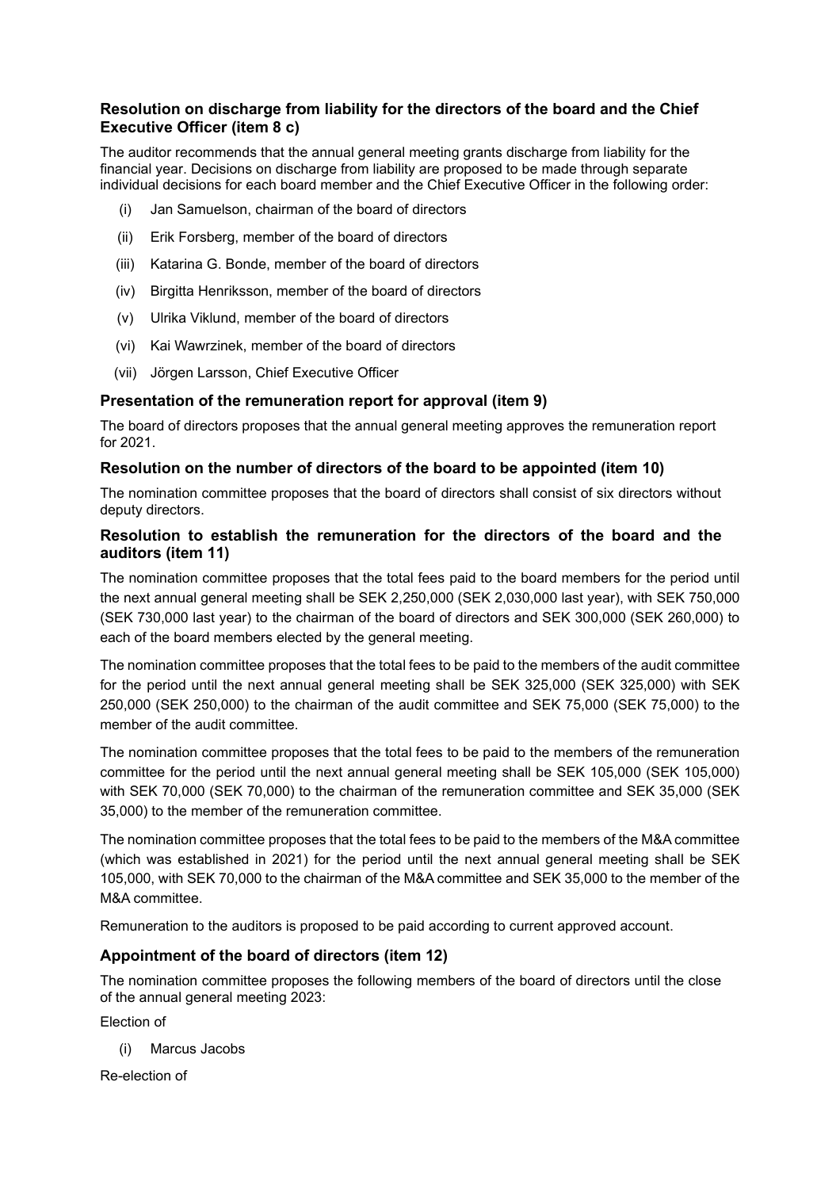### Resolution on discharge from liability for the directors of the board and the Chief Executive Officer (item 8 c)

The auditor recommends that the annual general meeting grants discharge from liability for the financial year. Decisions on discharge from liability are proposed to be made through separate individual decisions for each board member and the Chief Executive Officer in the following order:

(i) Jan Samuelson, chairman of the board of directors

(ii) Erik Forsberg, member of the board of directors

(iii) Katarina G. Bonde, member of the board of directors

(iv) Birgitta Henriksson, member of the board of directors

(v) Ulrika Viklund, member of the board of directors

(vi) Kai Wawrzinek, member of the board of directors

(vii) Jörgen Larsson, Chief Executive Officer

### Presentation of the remuneration report for approval (item 9)

The board of directors proposes that the annual general meeting approves the remuneration report for 2021.

### Resolution on the number of directors of the board to be appointed (item 10)

The nomination committee proposes that the board of directors shall consist of six directors without deputy directors.

### Resolution to establish the remuneration for the directors of the board and the auditors (item 11)

The nomination committee proposes that the total fees paid to the board members for the period until the next annual general meeting shall be SEK 2,250,000 (SEK 2,030,000 last year), with SEK 750,000 (SEK 730,000 last year) to the chairman of the board of directors and SEK 300,000 (SEK 260,000) to each of the board members elected by the general meeting.

The nomination committee proposes that the total fees to be paid to the members of the audit committee for the period until the next annual general meeting shall be SEK 325,000 (SEK 325,000) with SEK 250,000 (SEK 250,000) to the chairman of the audit committee and SEK 75,000 (SEK 75,000) to the member of the audit committee.

The nomination committee proposes that the total fees to be paid to the members of the remuneration committee for the period until the next annual general meeting shall be SEK 105,000 (SEK 105,000) with SEK 70,000 (SEK 70,000) to the chairman of the remuneration committee and SEK 35,000 (SEK 35,000) to the member of the remuneration committee.

The nomination committee proposes that the total fees to be paid to the members of the M&A committee (which was established in 2021) for the period until the next annual general meeting shall be SEK 105,000, with SEK 70,000 to the chairman of the M&A committee and SEK 35,000 to the member of the M&A committee.

Remuneration to the auditors is proposed to be paid according to current approved account.

### Appointment of the board of directors (item 12)

The nomination committee proposes the following members of the board of directors until the close of the annual general meeting 2023:

Election of

(i) Marcus Jacobs

Re-election of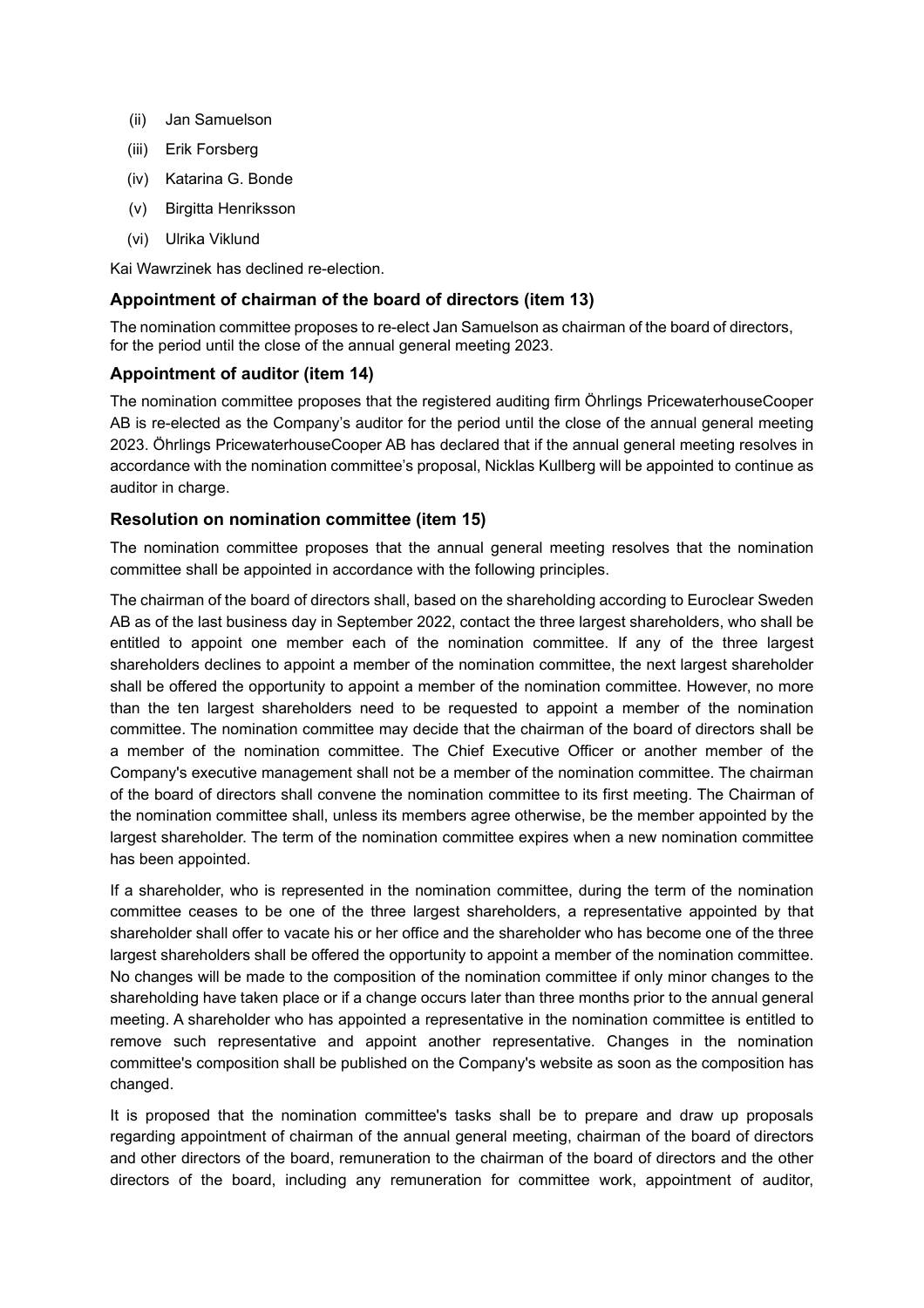(ii) Jan Samuelson

(iii) Erik Forsberg

(iv) Katarina G. Bonde

(v) Birgitta Henriksson

(vi) Ulrika Viklund

Kai Wawrzinek has declined re-election.

### Appointment of chairman of the board of directors (item 13)

The nomination committee proposes to re-elect Jan Samuelson as chairman of the board of directors, for the period until the close of the annual general meeting 2023.

### Appointment of auditor (item 14)

The nomination committee proposes that the registered auditing firm Öhrlings PricewaterhouseCooper AB is re-elected as the Company's auditor for the period until the close of the annual general meeting 2023. Öhrlings PricewaterhouseCooper AB has declared that if the annual general meeting resolves in accordance with the nomination committee's proposal, Nicklas Kullberg will be appointed to continue as auditor in charge.

### Resolution on nomination committee (item 15)

The nomination committee proposes that the annual general meeting resolves that the nomination committee shall be appointed in accordance with the following principles.

The chairman of the board of directors shall, based on the shareholding according to Euroclear Sweden AB as of the last business day in September 2022, contact the three largest shareholders, who shall be entitled to appoint one member each of the nomination committee. If any of the three largest shareholders declines to appoint a member of the nomination committee, the next largest shareholder shall be offered the opportunity to appoint a member of the nomination committee. However, no more than the ten largest shareholders need to be requested to appoint a member of the nomination committee. The nomination committee may decide that the chairman of the board of directors shall be a member of the nomination committee. The Chief Executive Officer or another member of the Company's executive management shall not be a member of the nomination committee. The chairman of the board of directors shall convene the nomination committee to its first meeting. The Chairman of the nomination committee shall, unless its members agree otherwise, be the member appointed by the largest shareholder. The term of the nomination committee expires when a new nomination committee has been appointed.

If a shareholder, who is represented in the nomination committee, during the term of the nomination committee ceases to be one of the three largest shareholders, a representative appointed by that shareholder shall offer to vacate his or her office and the shareholder who has become one of the three largest shareholders shall be offered the opportunity to appoint a member of the nomination committee. No changes will be made to the composition of the nomination committee if only minor changes to the shareholding have taken place or if a change occurs later than three months prior to the annual general meeting. A shareholder who has appointed a representative in the nomination committee is entitled to remove such representative and appoint another representative. Changes in the nomination committee's composition shall be published on the Company's website as soon as the composition has changed.

It is proposed that the nomination committee's tasks shall be to prepare and draw up proposals regarding appointment of chairman of the annual general meeting, chairman of the board of directors and other directors of the board, remuneration to the chairman of the board of directors and the other directors of the board, including any remuneration for committee work, appointment of auditor,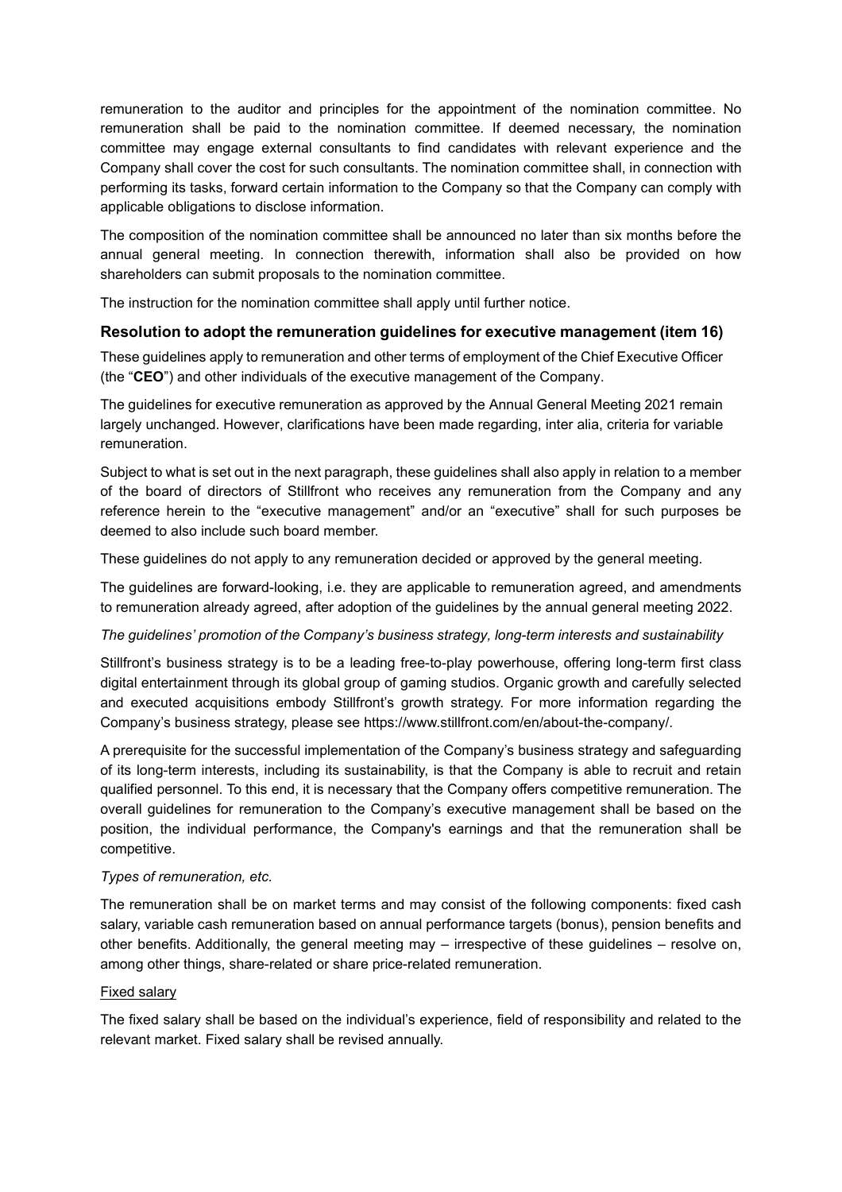remuneration to the auditor and principles for the appointment of the nomination committee. No remuneration shall be paid to the nomination committee. If deemed necessary, the nomination committee may engage external consultants to find candidates with relevant experience and the Company shall cover the cost for such consultants. The nomination committee shall, in connection with performing its tasks, forward certain information to the Company so that the Company can comply with applicable obligations to disclose information.

The composition of the nomination committee shall be announced no later than six months before the annual general meeting. In connection therewith, information shall also be provided on how shareholders can submit proposals to the nomination committee.

The instruction for the nomination committee shall apply until further notice.

## Resolution to adopt the remuneration guidelines for executive management (item 16)

These guidelines apply to remuneration and other terms of employment of the Chief Executive Officer (the "**CEO**") and other individuals of the executive management of the Company.

The guidelines for executive remuneration as approved by the Annual General Meeting 2021 remain largely unchanged. However, clarifications have been made regarding, inter alia, criteria for variable remuneration.

Subject to what is set out in the next paragraph, these guidelines shall also apply in relation to a member of the board of directors of Stillfront who receives any remuneration from the Company and any reference herein to the "executive management" and/or an "executive" shall for such purposes be deemed to also include such board member.

These guidelines do not apply to any remuneration decided or approved by the general meeting.

The guidelines are forward-looking, i.e. they are applicable to remuneration agreed, and amendments to remuneration already agreed, after adoption of the guidelines by the annual general meeting 2022.

*The guidelines' promotion of the Company's business strategy, long-term interests and sustainability*

Stillfront's business strategy is to be a leading free-to-play powerhouse, offering long-term first class digital entertainment through its global group of gaming studios. Organic growth and carefully selected and executed acquisitions embody Stillfront's growth strategy. For more information regarding the Company's business strategy, please see https://www.stillfront.com/en/about-the-company/.

A prerequisite for the successful implementation of the Company's business strategy and safeguarding of its long-term interests, including its sustainability, is that the Company is able to recruit and retain qualified personnel. To this end, it is necessary that the Company offers competitive remuneration. The overall guidelines for remuneration to the Company's executive management shall be based on the position, the individual performance, the Company's earnings and that the remuneration shall be competitive.

*Types of remuneration, etc.*

The remuneration shall be on market terms and may consist of the following components: fixed cash salary, variable cash remuneration based on annual performance targets (bonus), pension benefits and other benefits. Additionally, the general meeting may – irrespective of these guidelines – resolve on, among other things, share-related or share price-related remuneration.

<u>Fixed salary</u>

The fixed salary shall be based on the individual's experience, field of responsibility and related to the relevant market. Fixed salary shall be revised annually.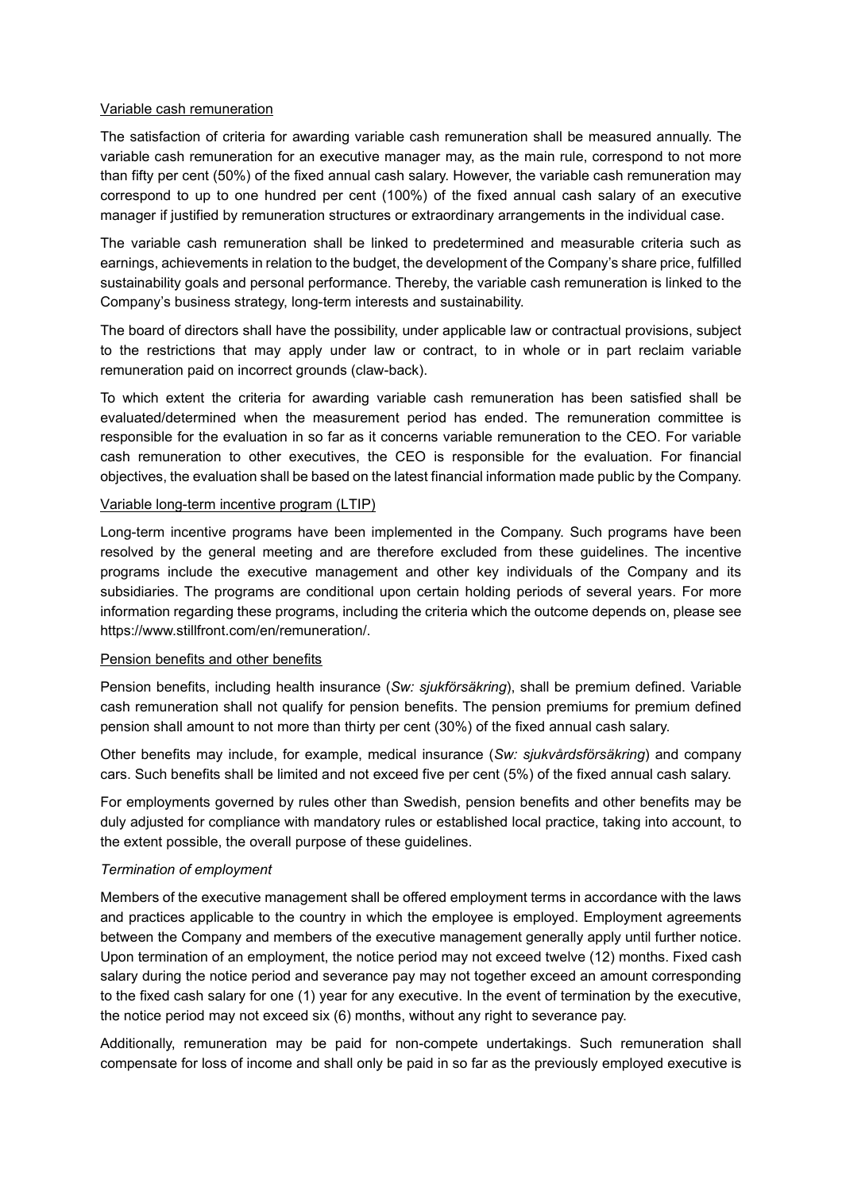Variable cash remuneration

The satisfaction of criteria for awarding variable cash remuneration shall be measured annually. The variable cash remuneration for an executive manager may, as the main rule, correspond to not more than fifty per cent (50%) of the fixed annual cash salary. However, the variable cash remuneration may correspond to up to one hundred per cent (100%) of the fixed annual cash salary of an executive manager if justified by remuneration structures or extraordinary arrangements in the individual case.

The variable cash remuneration shall be linked to predetermined and measurable criteria such as earnings, achievements in relation to the budget, the development of the Company's share price, fulfilled sustainability goals and personal performance. Thereby, the variable cash remuneration is linked to the Company's business strategy, long-term interests and sustainability.

The board of directors shall have the possibility, under applicable law or contractual provisions, subject to the restrictions that may apply under law or contract, to in whole or in part reclaim variable remuneration paid on incorrect grounds (claw-back).

To which extent the criteria for awarding variable cash remuneration has been satisfied shall be evaluated/determined when the measurement period has ended. The remuneration committee is responsible for the evaluation in so far as it concerns variable remuneration to the CEO. For variable cash remuneration to other executives, the CEO is responsible for the evaluation. For financial objectives, the evaluation shall be based on the latest financial information made public by the Company.

Variable long-term incentive program (LTIP)

Long-term incentive programs have been implemented in the Company. Such programs have been resolved by the general meeting and are therefore excluded from these guidelines. The incentive programs include the executive management and other key individuals of the Company and its subsidiaries. The programs are conditional upon certain holding periods of several years. For more information regarding these programs, including the criteria which the outcome depends on, please see https://www.stillfront.com/en/remuneration/.

Pension benefits and other benefits

Pension benefits, including health insurance (*Sw: sjukförsäkring*), shall be premium defined. Variable cash remuneration shall not qualify for pension benefits. The pension premiums for premium defined pension shall amount to not more than thirty per cent (30%) of the fixed annual cash salary.

Other benefits may include, for example, medical insurance (*Sw: sjukvårdsförsäkring*) and company cars. Such benefits shall be limited and not exceed five per cent (5%) of the fixed annual cash salary.

For employments governed by rules other than Swedish, pension benefits and other benefits may be duly adjusted for compliance with mandatory rules or established local practice, taking into account, to the extent possible, the overall purpose of these guidelines.

*Termination of employment*

Members of the executive management shall be offered employment terms in accordance with the laws and practices applicable to the country in which the employee is employed. Employment agreements between the Company and members of the executive management generally apply until further notice. Upon termination of an employment, the notice period may not exceed twelve (12) months. Fixed cash salary during the notice period and severance pay may not together exceed an amount corresponding to the fixed cash salary for one (1) year for any executive. In the event of termination by the executive, the notice period may not exceed six (6) months, without any right to severance pay.

Additionally, remuneration may be paid for non-compete undertakings. Such remuneration shall compensate for loss of income and shall only be paid in so far as the previously employed executive is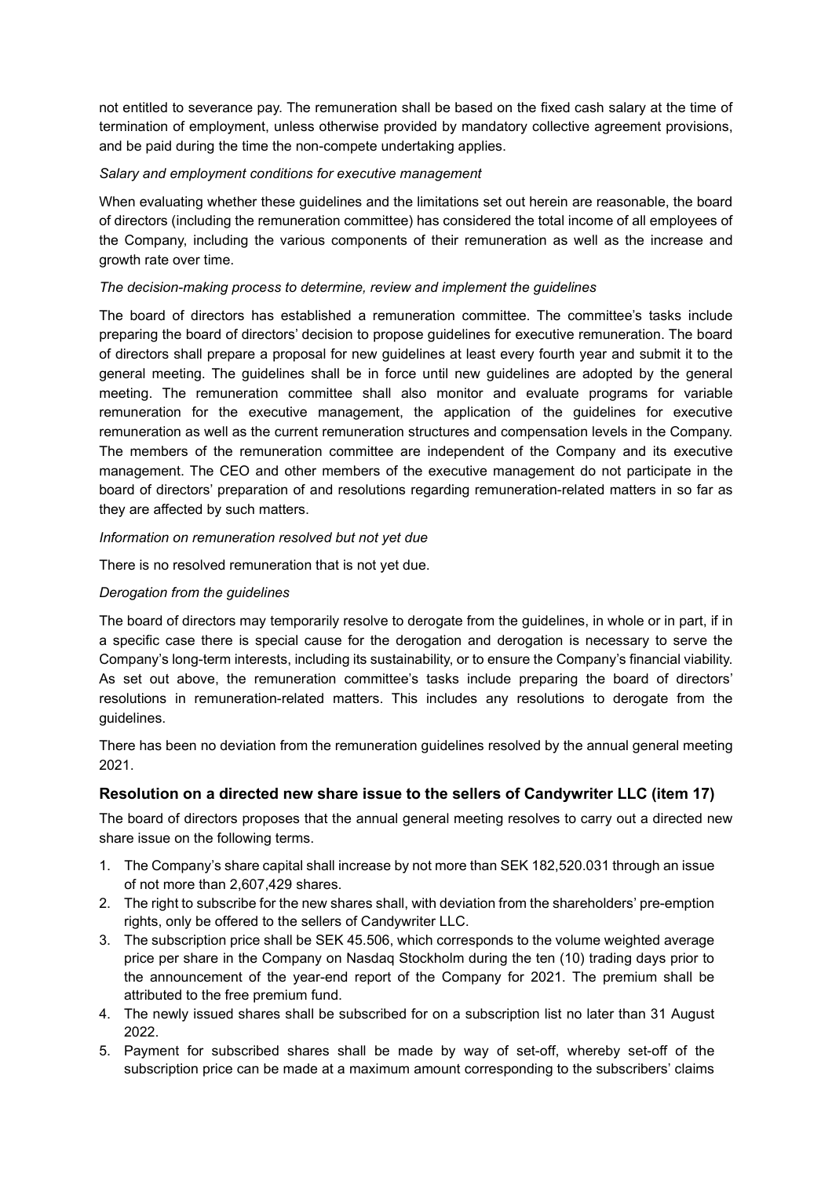not entitled to severance pay. The remuneration shall be based on the fixed cash salary at the time of termination of employment, unless otherwise provided by mandatory collective agreement provisions, and be paid during the time the non-compete undertaking applies.

*Salary and employment conditions for executive management*

When evaluating whether these guidelines and the limitations set out herein are reasonable, the board of directors (including the remuneration committee) has considered the total income of all employees of the Company, including the various components of their remuneration as well as the increase and growth rate over time.

*The decision-making process to determine, review and implement the guidelines*

The board of directors has established a remuneration committee. The committee's tasks include preparing the board of directors' decision to propose guidelines for executive remuneration. The board of directors shall prepare a proposal for new guidelines at least every fourth year and submit it to the general meeting. The guidelines shall be in force until new guidelines are adopted by the general meeting. The remuneration committee shall also monitor and evaluate programs for variable remuneration for the executive management, the application of the guidelines for executive remuneration as well as the current remuneration structures and compensation levels in the Company. The members of the remuneration committee are independent of the Company and its executive management. The CEO and other members of the executive management do not participate in the board of directors' preparation of and resolutions regarding remuneration-related matters in so far as they are affected by such matters.

*Information on remuneration resolved but not yet due*

There is no resolved remuneration that is not yet due.

*Derogation from the guidelines*

The board of directors may temporarily resolve to derogate from the guidelines, in whole or in part, if in a specific case there is special cause for the derogation and derogation is necessary to serve the Company's long-term interests, including its sustainability, or to ensure the Company's financial viability. As set out above, the remuneration committee's tasks include preparing the board of directors' resolutions in remuneration-related matters. This includes any resolutions to derogate from the guidelines.

There has been no deviation from the remuneration guidelines resolved by the annual general meeting 2021.

## Resolution on a directed new share issue to the sellers of Candywriter LLC (item 17)

The board of directors proposes that the annual general meeting resolves to carry out a directed new share issue on the following terms.

1. The Company's share capital shall increase by not more than SEK 182,520.031 through an issue of not more than 2,607,429 shares.
2. The right to subscribe for the new shares shall, with deviation from the shareholders' pre-emption rights, only be offered to the sellers of Candywriter LLC.
3. The subscription price shall be SEK 45.506, which corresponds to the volume weighted average price per share in the Company on Nasdaq Stockholm during the ten (10) trading days prior to the announcement of the year-end report of the Company for 2021. The premium shall be attributed to the free premium fund.
4. The newly issued shares shall be subscribed for on a subscription list no later than 31 August 2022.
5. Payment for subscribed shares shall be made by way of set-off, whereby set-off of the subscription price can be made at a maximum amount corresponding to the subscribers' claims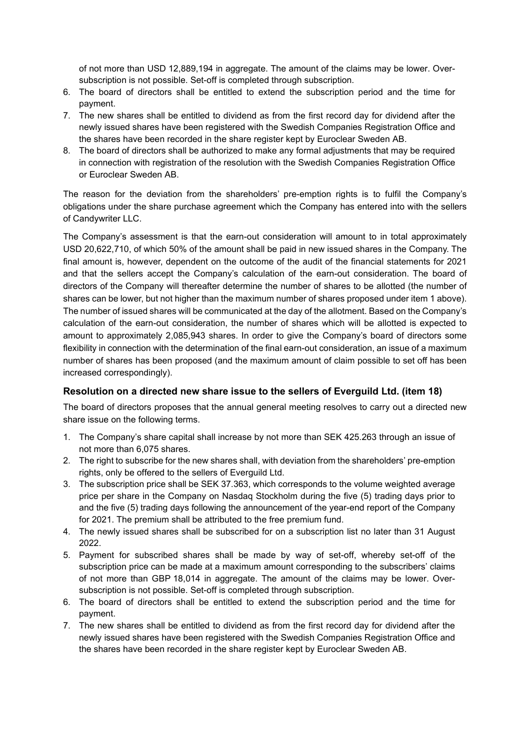of not more than USD 12,889,194 in aggregate. The amount of the claims may be lower. Over-subscription is not possible. Set-off is completed through subscription.

6. The board of directors shall be entitled to extend the subscription period and the time for payment.
7. The new shares shall be entitled to dividend as from the first record day for dividend after the newly issued shares have been registered with the Swedish Companies Registration Office and the shares have been recorded in the share register kept by Euroclear Sweden AB.
8. The board of directors shall be authorized to make any formal adjustments that may be required in connection with registration of the resolution with the Swedish Companies Registration Office or Euroclear Sweden AB.

The reason for the deviation from the shareholders' pre-emption rights is to fulfil the Company's obligations under the share purchase agreement which the Company has entered into with the sellers of Candywriter LLC.

The Company's assessment is that the earn-out consideration will amount to in total approximately USD 20,622,710, of which 50% of the amount shall be paid in new issued shares in the Company. The final amount is, however, dependent on the outcome of the audit of the financial statements for 2021 and that the sellers accept the Company's calculation of the earn-out consideration. The board of directors of the Company will thereafter determine the number of shares to be allotted (the number of shares can be lower, but not higher than the maximum number of shares proposed under item 1 above). The number of issued shares will be communicated at the day of the allotment. Based on the Company's calculation of the earn-out consideration, the number of shares which will be allotted is expected to amount to approximately 2,085,943 shares. In order to give the Company's board of directors some flexibility in connection with the determination of the final earn-out consideration, an issue of a maximum number of shares has been proposed (and the maximum amount of claim possible to set off has been increased correspondingly).

### Resolution on a directed new share issue to the sellers of Everguild Ltd. (item 18)

The board of directors proposes that the annual general meeting resolves to carry out a directed new share issue on the following terms.

1. The Company's share capital shall increase by not more than SEK 425.263 through an issue of not more than 6,075 shares.
2. The right to subscribe for the new shares shall, with deviation from the shareholders' pre-emption rights, only be offered to the sellers of Everguild Ltd.
3. The subscription price shall be SEK 37.363, which corresponds to the volume weighted average price per share in the Company on Nasdaq Stockholm during the five (5) trading days prior to and the five (5) trading days following the announcement of the year-end report of the Company for 2021. The premium shall be attributed to the free premium fund.
4. The newly issued shares shall be subscribed for on a subscription list no later than 31 August 2022.
5. Payment for subscribed shares shall be made by way of set-off, whereby set-off of the subscription price can be made at a maximum amount corresponding to the subscribers' claims of not more than GBP 18,014 in aggregate. The amount of the claims may be lower. Over-subscription is not possible. Set-off is completed through subscription.
6. The board of directors shall be entitled to extend the subscription period and the time for payment.
7. The new shares shall be entitled to dividend as from the first record day for dividend after the newly issued shares have been registered with the Swedish Companies Registration Office and the shares have been recorded in the share register kept by Euroclear Sweden AB.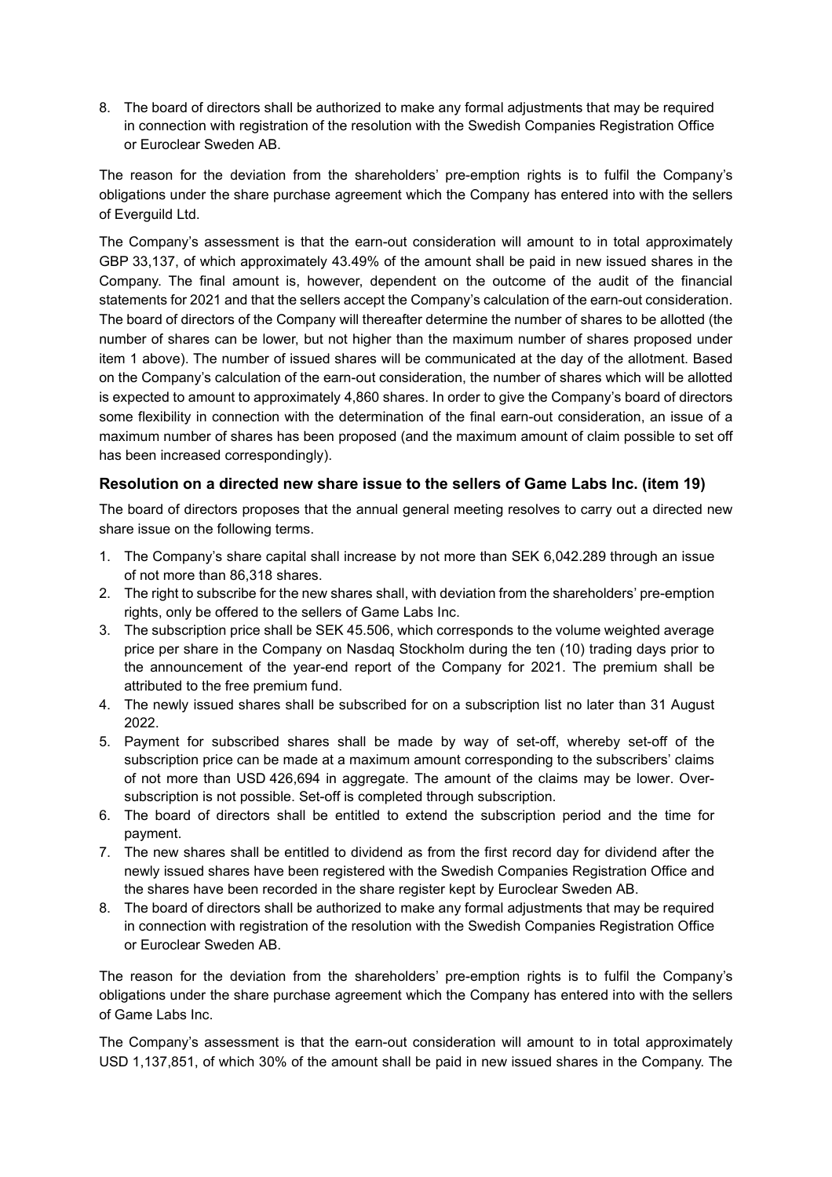8. The board of directors shall be authorized to make any formal adjustments that may be required in connection with registration of the resolution with the Swedish Companies Registration Office or Euroclear Sweden AB.

The reason for the deviation from the shareholders' pre-emption rights is to fulfil the Company's obligations under the share purchase agreement which the Company has entered into with the sellers of Everguild Ltd.

The Company's assessment is that the earn-out consideration will amount to in total approximately GBP 33,137, of which approximately 43.49% of the amount shall be paid in new issued shares in the Company. The final amount is, however, dependent on the outcome of the audit of the financial statements for 2021 and that the sellers accept the Company's calculation of the earn-out consideration. The board of directors of the Company will thereafter determine the number of shares to be allotted (the number of shares can be lower, but not higher than the maximum number of shares proposed under item 1 above). The number of issued shares will be communicated at the day of the allotment. Based on the Company's calculation of the earn-out consideration, the number of shares which will be allotted is expected to amount to approximately 4,860 shares. In order to give the Company's board of directors some flexibility in connection with the determination of the final earn-out consideration, an issue of a maximum number of shares has been proposed (and the maximum amount of claim possible to set off has been increased correspondingly).

### Resolution on a directed new share issue to the sellers of Game Labs Inc. (item 19)

The board of directors proposes that the annual general meeting resolves to carry out a directed new share issue on the following terms.

1. The Company's share capital shall increase by not more than SEK 6,042.289 through an issue of not more than 86,318 shares.
2. The right to subscribe for the new shares shall, with deviation from the shareholders' pre-emption rights, only be offered to the sellers of Game Labs Inc.
3. The subscription price shall be SEK 45.506, which corresponds to the volume weighted average price per share in the Company on Nasdaq Stockholm during the ten (10) trading days prior to the announcement of the year-end report of the Company for 2021. The premium shall be attributed to the free premium fund.
4. The newly issued shares shall be subscribed for on a subscription list no later than 31 August 2022.
5. Payment for subscribed shares shall be made by way of set-off, whereby set-off of the subscription price can be made at a maximum amount corresponding to the subscribers' claims of not more than USD 426,694 in aggregate. The amount of the claims may be lower. Over-subscription is not possible. Set-off is completed through subscription.
6. The board of directors shall be entitled to extend the subscription period and the time for payment.
7. The new shares shall be entitled to dividend as from the first record day for dividend after the newly issued shares have been registered with the Swedish Companies Registration Office and the shares have been recorded in the share register kept by Euroclear Sweden AB.
8. The board of directors shall be authorized to make any formal adjustments that may be required in connection with registration of the resolution with the Swedish Companies Registration Office or Euroclear Sweden AB.

The reason for the deviation from the shareholders' pre-emption rights is to fulfil the Company's obligations under the share purchase agreement which the Company has entered into with the sellers of Game Labs Inc.

The Company's assessment is that the earn-out consideration will amount to in total approximately USD 1,137,851, of which 30% of the amount shall be paid in new issued shares in the Company. The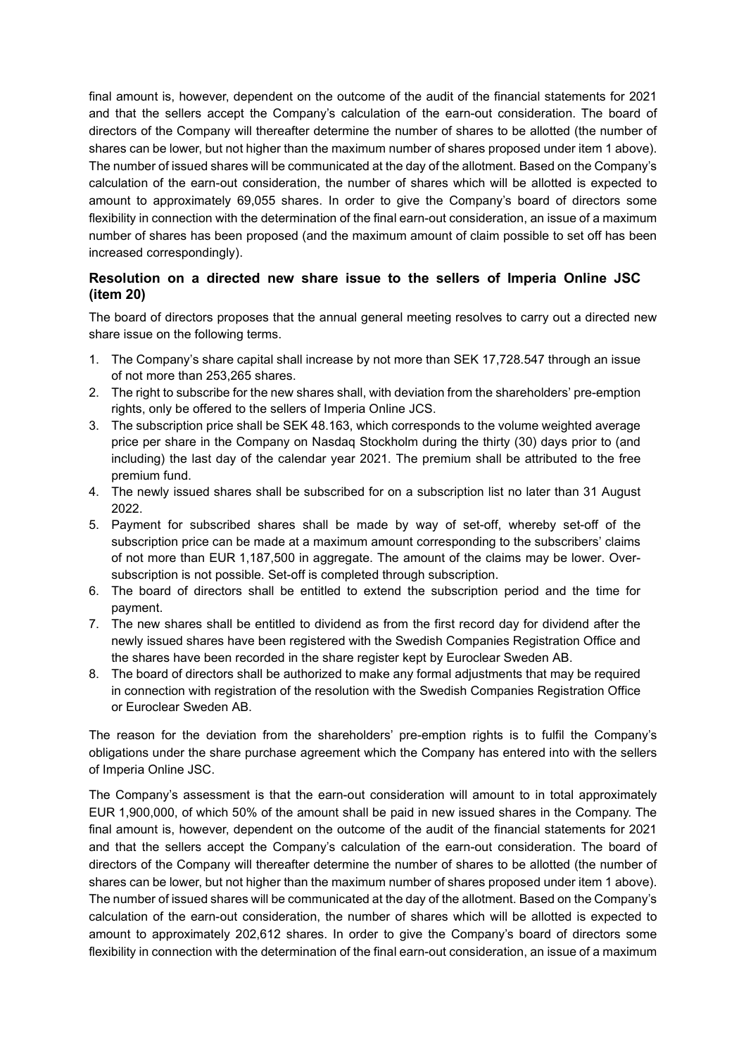final amount is, however, dependent on the outcome of the audit of the financial statements for 2021 and that the sellers accept the Company's calculation of the earn-out consideration. The board of directors of the Company will thereafter determine the number of shares to be allotted (the number of shares can be lower, but not higher than the maximum number of shares proposed under item 1 above). The number of issued shares will be communicated at the day of the allotment. Based on the Company's calculation of the earn-out consideration, the number of shares which will be allotted is expected to amount to approximately 69,055 shares. In order to give the Company's board of directors some flexibility in connection with the determination of the final earn-out consideration, an issue of a maximum number of shares has been proposed (and the maximum amount of claim possible to set off has been increased correspondingly).

### Resolution on a directed new share issue to the sellers of Imperia Online JSC (item 20)

The board of directors proposes that the annual general meeting resolves to carry out a directed new share issue on the following terms.

1. The Company's share capital shall increase by not more than SEK 17,728.547 through an issue of not more than 253,265 shares.
2. The right to subscribe for the new shares shall, with deviation from the shareholders' pre-emption rights, only be offered to the sellers of Imperia Online JCS.
3. The subscription price shall be SEK 48.163, which corresponds to the volume weighted average price per share in the Company on Nasdaq Stockholm during the thirty (30) days prior to (and including) the last day of the calendar year 2021. The premium shall be attributed to the free premium fund.
4. The newly issued shares shall be subscribed for on a subscription list no later than 31 August 2022.
5. Payment for subscribed shares shall be made by way of set-off, whereby set-off of the subscription price can be made at a maximum amount corresponding to the subscribers' claims of not more than EUR 1,187,500 in aggregate. The amount of the claims may be lower. Over-subscription is not possible. Set-off is completed through subscription.
6. The board of directors shall be entitled to extend the subscription period and the time for payment.
7. The new shares shall be entitled to dividend as from the first record day for dividend after the newly issued shares have been registered with the Swedish Companies Registration Office and the shares have been recorded in the share register kept by Euroclear Sweden AB.
8. The board of directors shall be authorized to make any formal adjustments that may be required in connection with registration of the resolution with the Swedish Companies Registration Office or Euroclear Sweden AB.

The reason for the deviation from the shareholders' pre-emption rights is to fulfil the Company's obligations under the share purchase agreement which the Company has entered into with the sellers of Imperia Online JSC.

The Company's assessment is that the earn-out consideration will amount to in total approximately EUR 1,900,000, of which 50% of the amount shall be paid in new issued shares in the Company. The final amount is, however, dependent on the outcome of the audit of the financial statements for 2021 and that the sellers accept the Company's calculation of the earn-out consideration. The board of directors of the Company will thereafter determine the number of shares to be allotted (the number of shares can be lower, but not higher than the maximum number of shares proposed under item 1 above). The number of issued shares will be communicated at the day of the allotment. Based on the Company's calculation of the earn-out consideration, the number of shares which will be allotted is expected to amount to approximately 202,612 shares. In order to give the Company's board of directors some flexibility in connection with the determination of the final earn-out consideration, an issue of a maximum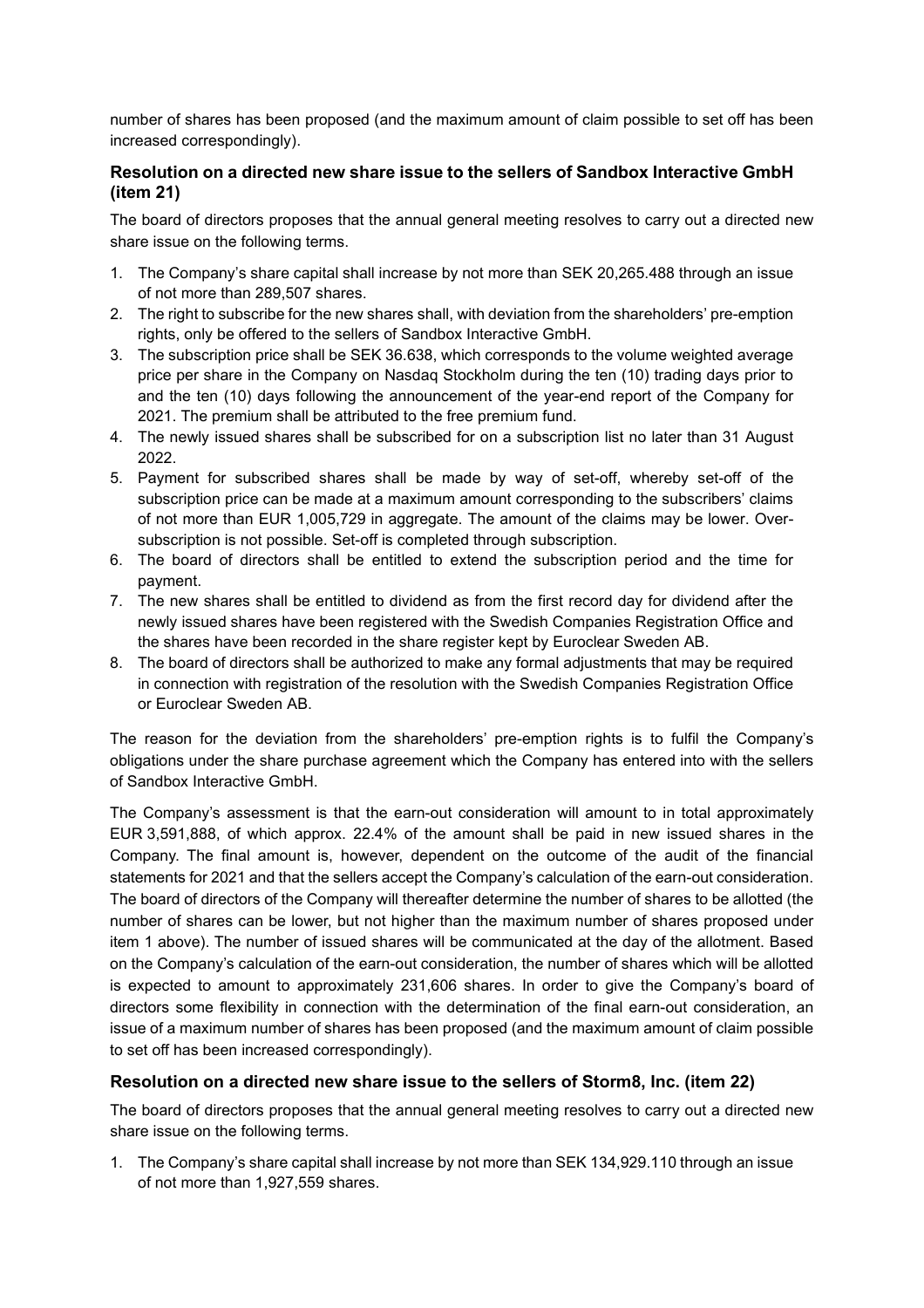number of shares has been proposed (and the maximum amount of claim possible to set off has been increased correspondingly).

### Resolution on a directed new share issue to the sellers of Sandbox Interactive GmbH (item 21)

The board of directors proposes that the annual general meeting resolves to carry out a directed new share issue on the following terms.

1. The Company's share capital shall increase by not more than SEK 20,265.488 through an issue of not more than 289,507 shares.
2. The right to subscribe for the new shares shall, with deviation from the shareholders' pre-emption rights, only be offered to the sellers of Sandbox Interactive GmbH.
3. The subscription price shall be SEK 36.638, which corresponds to the volume weighted average price per share in the Company on Nasdaq Stockholm during the ten (10) trading days prior to and the ten (10) days following the announcement of the year-end report of the Company for 2021. The premium shall be attributed to the free premium fund.
4. The newly issued shares shall be subscribed for on a subscription list no later than 31 August 2022.
5. Payment for subscribed shares shall be made by way of set-off, whereby set-off of the subscription price can be made at a maximum amount corresponding to the subscribers' claims of not more than EUR 1,005,729 in aggregate. The amount of the claims may be lower. Over-subscription is not possible. Set-off is completed through subscription.
6. The board of directors shall be entitled to extend the subscription period and the time for payment.
7. The new shares shall be entitled to dividend as from the first record day for dividend after the newly issued shares have been registered with the Swedish Companies Registration Office and the shares have been recorded in the share register kept by Euroclear Sweden AB.
8. The board of directors shall be authorized to make any formal adjustments that may be required in connection with registration of the resolution with the Swedish Companies Registration Office or Euroclear Sweden AB.

The reason for the deviation from the shareholders' pre-emption rights is to fulfil the Company's obligations under the share purchase agreement which the Company has entered into with the sellers of Sandbox Interactive GmbH.

The Company's assessment is that the earn-out consideration will amount to in total approximately EUR 3,591,888, of which approx. 22.4% of the amount shall be paid in new issued shares in the Company. The final amount is, however, dependent on the outcome of the audit of the financial statements for 2021 and that the sellers accept the Company's calculation of the earn-out consideration. The board of directors of the Company will thereafter determine the number of shares to be allotted (the number of shares can be lower, but not higher than the maximum number of shares proposed under item 1 above). The number of issued shares will be communicated at the day of the allotment. Based on the Company's calculation of the earn-out consideration, the number of shares which will be allotted is expected to amount to approximately 231,606 shares. In order to give the Company's board of directors some flexibility in connection with the determination of the final earn-out consideration, an issue of a maximum number of shares has been proposed (and the maximum amount of claim possible to set off has been increased correspondingly).

### Resolution on a directed new share issue to the sellers of Storm8, Inc. (item 22)

The board of directors proposes that the annual general meeting resolves to carry out a directed new share issue on the following terms.

1. The Company's share capital shall increase by not more than SEK 134,929.110 through an issue of not more than 1,927,559 shares.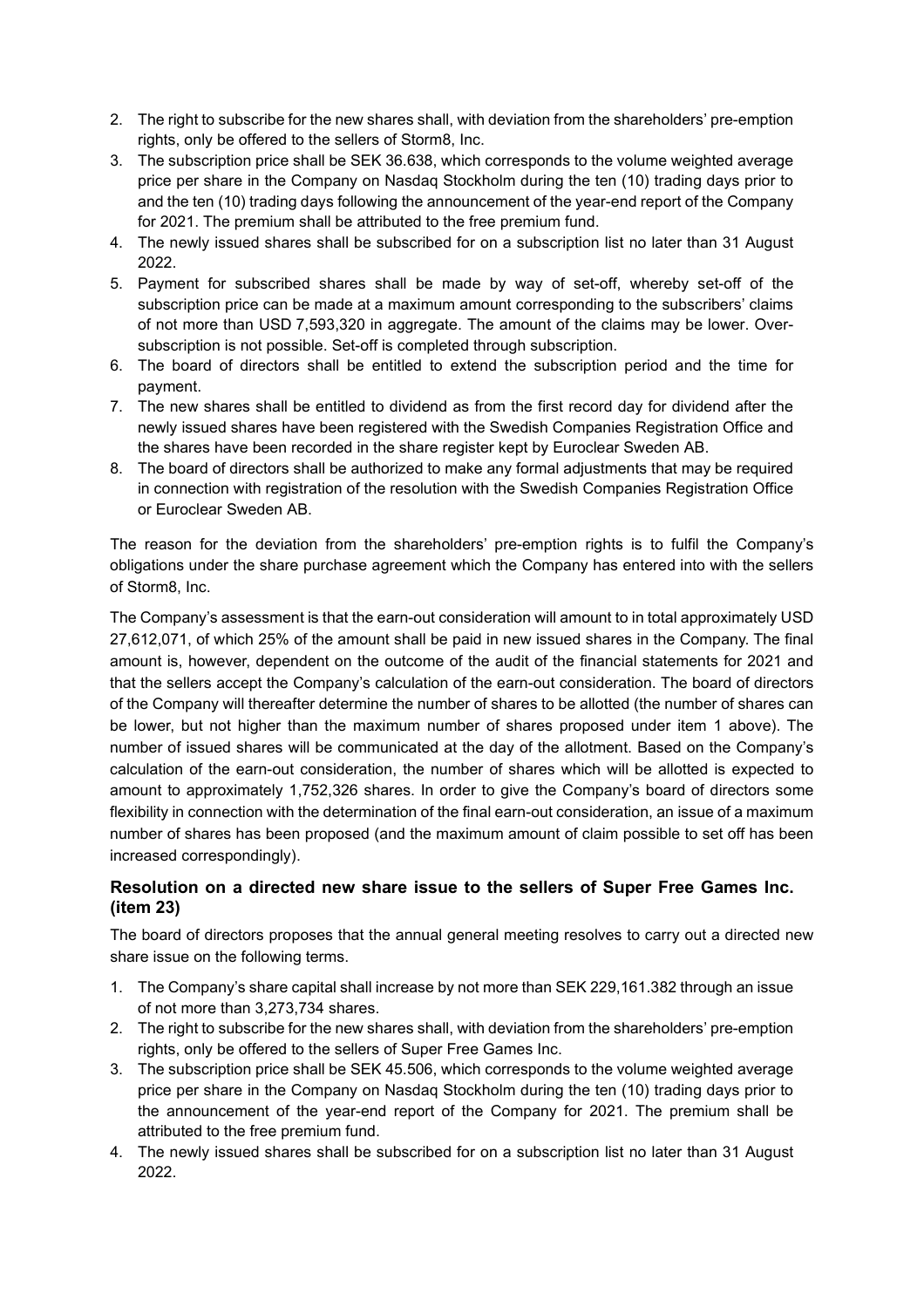2. The right to subscribe for the new shares shall, with deviation from the shareholders' pre-emption rights, only be offered to the sellers of Storm8, Inc.
3. The subscription price shall be SEK 36.638, which corresponds to the volume weighted average price per share in the Company on Nasdaq Stockholm during the ten (10) trading days prior to and the ten (10) trading days following the announcement of the year-end report of the Company for 2021. The premium shall be attributed to the free premium fund.
4. The newly issued shares shall be subscribed for on a subscription list no later than 31 August 2022.
5. Payment for subscribed shares shall be made by way of set-off, whereby set-off of the subscription price can be made at a maximum amount corresponding to the subscribers' claims of not more than USD 7,593,320 in aggregate. The amount of the claims may be lower. Over-subscription is not possible. Set-off is completed through subscription.
6. The board of directors shall be entitled to extend the subscription period and the time for payment.
7. The new shares shall be entitled to dividend as from the first record day for dividend after the newly issued shares have been registered with the Swedish Companies Registration Office and the shares have been recorded in the share register kept by Euroclear Sweden AB.
8. The board of directors shall be authorized to make any formal adjustments that may be required in connection with registration of the resolution with the Swedish Companies Registration Office or Euroclear Sweden AB.

The reason for the deviation from the shareholders' pre-emption rights is to fulfil the Company's obligations under the share purchase agreement which the Company has entered into with the sellers of Storm8, Inc.

The Company's assessment is that the earn-out consideration will amount to in total approximately USD 27,612,071, of which 25% of the amount shall be paid in new issued shares in the Company. The final amount is, however, dependent on the outcome of the audit of the financial statements for 2021 and that the sellers accept the Company's calculation of the earn-out consideration. The board of directors of the Company will thereafter determine the number of shares to be allotted (the number of shares can be lower, but not higher than the maximum number of shares proposed under item 1 above). The number of issued shares will be communicated at the day of the allotment. Based on the Company's calculation of the earn-out consideration, the number of shares which will be allotted is expected to amount to approximately 1,752,326 shares. In order to give the Company's board of directors some flexibility in connection with the determination of the final earn-out consideration, an issue of a maximum number of shares has been proposed (and the maximum amount of claim possible to set off has been increased correspondingly).

### Resolution on a directed new share issue to the sellers of Super Free Games Inc. (item 23)

The board of directors proposes that the annual general meeting resolves to carry out a directed new share issue on the following terms.

1. The Company's share capital shall increase by not more than SEK 229,161.382 through an issue of not more than 3,273,734 shares.
2. The right to subscribe for the new shares shall, with deviation from the shareholders' pre-emption rights, only be offered to the sellers of Super Free Games Inc.
3. The subscription price shall be SEK 45.506, which corresponds to the volume weighted average price per share in the Company on Nasdaq Stockholm during the ten (10) trading days prior to the announcement of the year-end report of the Company for 2021. The premium shall be attributed to the free premium fund.
4. The newly issued shares shall be subscribed for on a subscription list no later than 31 August 2022.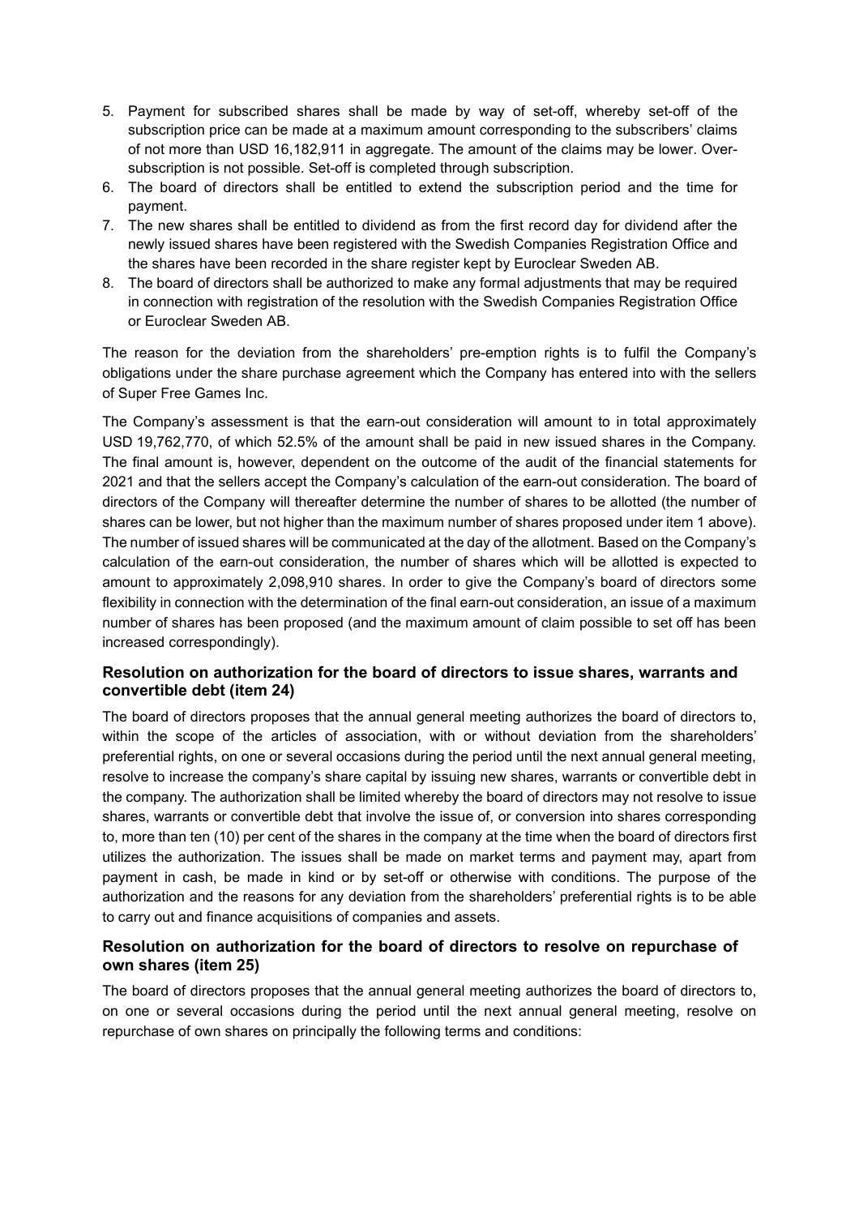5. Payment for subscribed shares shall be made by way of set-off, whereby set-off of the subscription price can be made at a maximum amount corresponding to the subscribers' claims of not more than USD 16,182,911 in aggregate. The amount of the claims may be lower. Over-subscription is not possible. Set-off is completed through subscription.
6. The board of directors shall be entitled to extend the subscription period and the time for payment.
7. The new shares shall be entitled to dividend as from the first record day for dividend after the newly issued shares have been registered with the Swedish Companies Registration Office and the shares have been recorded in the share register kept by Euroclear Sweden AB.
8. The board of directors shall be authorized to make any formal adjustments that may be required in connection with registration of the resolution with the Swedish Companies Registration Office or Euroclear Sweden AB.

The reason for the deviation from the shareholders' pre-emption rights is to fulfil the Company's obligations under the share purchase agreement which the Company has entered into with the sellers of Super Free Games Inc.

The Company's assessment is that the earn-out consideration will amount to in total approximately USD 19,762,770, of which 52.5% of the amount shall be paid in new issued shares in the Company. The final amount is, however, dependent on the outcome of the audit of the financial statements for 2021 and that the sellers accept the Company's calculation of the earn-out consideration. The board of directors of the Company will thereafter determine the number of shares to be allotted (the number of shares can be lower, but not higher than the maximum number of shares proposed under item 1 above). The number of issued shares will be communicated at the day of the allotment. Based on the Company's calculation of the earn-out consideration, the number of shares which will be allotted is expected to amount to approximately 2,098,910 shares. In order to give the Company's board of directors some flexibility in connection with the determination of the final earn-out consideration, an issue of a maximum number of shares has been proposed (and the maximum amount of claim possible to set off has been increased correspondingly).

### Resolution on authorization for the board of directors to issue shares, warrants and convertible debt (item 24)

The board of directors proposes that the annual general meeting authorizes the board of directors to, within the scope of the articles of association, with or without deviation from the shareholders' preferential rights, on one or several occasions during the period until the next annual general meeting, resolve to increase the company's share capital by issuing new shares, warrants or convertible debt in the company. The authorization shall be limited whereby the board of directors may not resolve to issue shares, warrants or convertible debt that involve the issue of, or conversion into shares corresponding to, more than ten (10) per cent of the shares in the company at the time when the board of directors first utilizes the authorization. The issues shall be made on market terms and payment may, apart from payment in cash, be made in kind or by set-off or otherwise with conditions. The purpose of the authorization and the reasons for any deviation from the shareholders' preferential rights is to be able to carry out and finance acquisitions of companies and assets.

### Resolution on authorization for the board of directors to resolve on repurchase of own shares (item 25)

The board of directors proposes that the annual general meeting authorizes the board of directors to, on one or several occasions during the period until the next annual general meeting, resolve on repurchase of own shares on principally the following terms and conditions: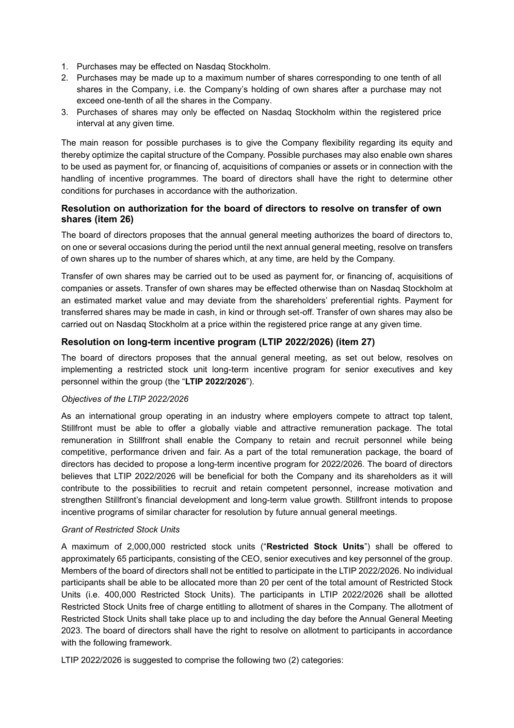1. Purchases may be effected on Nasdaq Stockholm.
2. Purchases may be made up to a maximum number of shares corresponding to one tenth of all shares in the Company, i.e. the Company's holding of own shares after a purchase may not exceed one-tenth of all the shares in the Company.
3. Purchases of shares may only be effected on Nasdaq Stockholm within the registered price interval at any given time.

The main reason for possible purchases is to give the Company flexibility regarding its equity and thereby optimize the capital structure of the Company. Possible purchases may also enable own shares to be used as payment for, or financing of, acquisitions of companies or assets or in connection with the handling of incentive programmes. The board of directors shall have the right to determine other conditions for purchases in accordance with the authorization.

### Resolution on authorization for the board of directors to resolve on transfer of own shares (item 26)

The board of directors proposes that the annual general meeting authorizes the board of directors to, on one or several occasions during the period until the next annual general meeting, resolve on transfers of own shares up to the number of shares which, at any time, are held by the Company.

Transfer of own shares may be carried out to be used as payment for, or financing of, acquisitions of companies or assets. Transfer of own shares may be effected otherwise than on Nasdaq Stockholm at an estimated market value and may deviate from the shareholders' preferential rights. Payment for transferred shares may be made in cash, in kind or through set-off. Transfer of own shares may also be carried out on Nasdaq Stockholm at a price within the registered price range at any given time.

### Resolution on long-term incentive program (LTIP 2022/2026) (item 27)

The board of directors proposes that the annual general meeting, as set out below, resolves on implementing a restricted stock unit long-term incentive program for senior executives and key personnel within the group (the "**LTIP 2022/2026**").

*Objectives of the LTIP 2022/2026*

As an international group operating in an industry where employers compete to attract top talent, Stillfront must be able to offer a globally viable and attractive remuneration package. The total remuneration in Stillfront shall enable the Company to retain and recruit personnel while being competitive, performance driven and fair. As a part of the total remuneration package, the board of directors has decided to propose a long-term incentive program for 2022/2026. The board of directors believes that LTIP 2022/2026 will be beneficial for both the Company and its shareholders as it will contribute to the possibilities to recruit and retain competent personnel, increase motivation and strengthen Stillfront's financial development and long-term value growth. Stillfront intends to propose incentive programs of similar character for resolution by future annual general meetings.

*Grant of Restricted Stock Units*

A maximum of 2,000,000 restricted stock units ("**Restricted Stock Units**") shall be offered to approximately 65 participants, consisting of the CEO, senior executives and key personnel of the group. Members of the board of directors shall not be entitled to participate in the LTIP 2022/2026. No individual participants shall be able to be allocated more than 20 per cent of the total amount of Restricted Stock Units (i.e. 400,000 Restricted Stock Units). The participants in LTIP 2022/2026 shall be allotted Restricted Stock Units free of charge entitling to allotment of shares in the Company. The allotment of Restricted Stock Units shall take place up to and including the day before the Annual General Meeting 2023. The board of directors shall have the right to resolve on allotment to participants in accordance with the following framework.

LTIP 2022/2026 is suggested to comprise the following two (2) categories: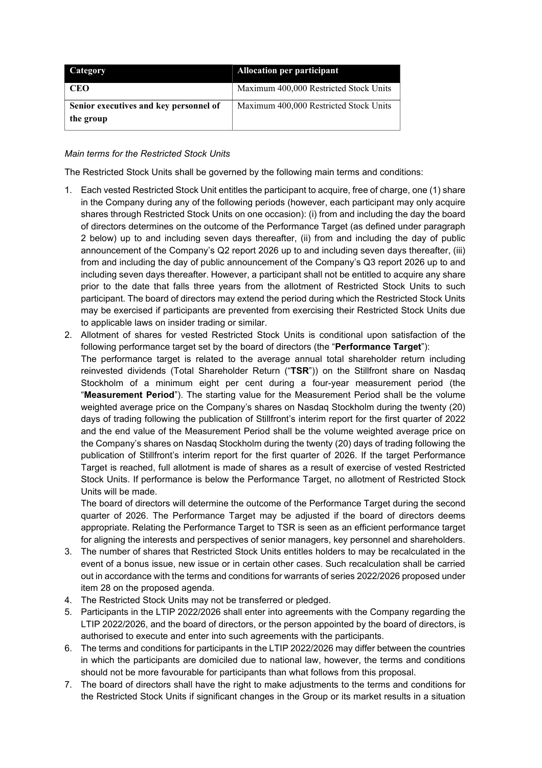| Category | Allocation per participant |
| --- | --- |
| **CEO** | Maximum 400,000 Restricted Stock Units |
| **Senior executives and key personnel of the group** | Maximum 400,000 Restricted Stock Units |

*Main terms for the Restricted Stock Units*

The Restricted Stock Units shall be governed by the following main terms and conditions:

1. Each vested Restricted Stock Unit entitles the participant to acquire, free of charge, one (1) share in the Company during any of the following periods (however, each participant may only acquire shares through Restricted Stock Units on one occasion): (i) from and including the day the board of directors determines on the outcome of the Performance Target (as defined under paragraph 2 below) up to and including seven days thereafter, (ii) from and including the day of public announcement of the Company's Q2 report 2026 up to and including seven days thereafter, (iii) from and including the day of public announcement of the Company's Q3 report 2026 up to and including seven days thereafter. However, a participant shall not be entitled to acquire any share prior to the date that falls three years from the allotment of Restricted Stock Units to such participant. The board of directors may extend the period during which the Restricted Stock Units may be exercised if participants are prevented from exercising their Restricted Stock Units due to applicable laws on insider trading or similar.
2. Allotment of shares for vested Restricted Stock Units is conditional upon satisfaction of the following performance target set by the board of directors (the "**Performance Target**"):
   The performance target is related to the average annual total shareholder return including reinvested dividends (Total Shareholder Return ("**TSR**")) on the Stillfront share on Nasdaq Stockholm of a minimum eight per cent during a four-year measurement period (the "**Measurement Period**"). The starting value for the Measurement Period shall be the volume weighted average price on the Company's shares on Nasdaq Stockholm during the twenty (20) days of trading following the publication of Stillfront's interim report for the first quarter of 2022 and the end value of the Measurement Period shall be the volume weighted average price on the Company's shares on Nasdaq Stockholm during the twenty (20) days of trading following the publication of Stillfront's interim report for the first quarter of 2026. If the target Performance Target is reached, full allotment is made of shares as a result of exercise of vested Restricted Stock Units. If performance is below the Performance Target, no allotment of Restricted Stock Units will be made.
   The board of directors will determine the outcome of the Performance Target during the second quarter of 2026. The Performance Target may be adjusted if the board of directors deems appropriate. Relating the Performance Target to TSR is seen as an efficient performance target for aligning the interests and perspectives of senior managers, key personnel and shareholders.
3. The number of shares that Restricted Stock Units entitles holders to may be recalculated in the event of a bonus issue, new issue or in certain other cases. Such recalculation shall be carried out in accordance with the terms and conditions for warrants of series 2022/2026 proposed under item 28 on the proposed agenda.
4. The Restricted Stock Units may not be transferred or pledged.
5. Participants in the LTIP 2022/2026 shall enter into agreements with the Company regarding the LTIP 2022/2026, and the board of directors, or the person appointed by the board of directors, is authorised to execute and enter into such agreements with the participants.
6. The terms and conditions for participants in the LTIP 2022/2026 may differ between the countries in which the participants are domiciled due to national law, however, the terms and conditions should not be more favourable for participants than what follows from this proposal.
7. The board of directors shall have the right to make adjustments to the terms and conditions for the Restricted Stock Units if significant changes in the Group or its market results in a situation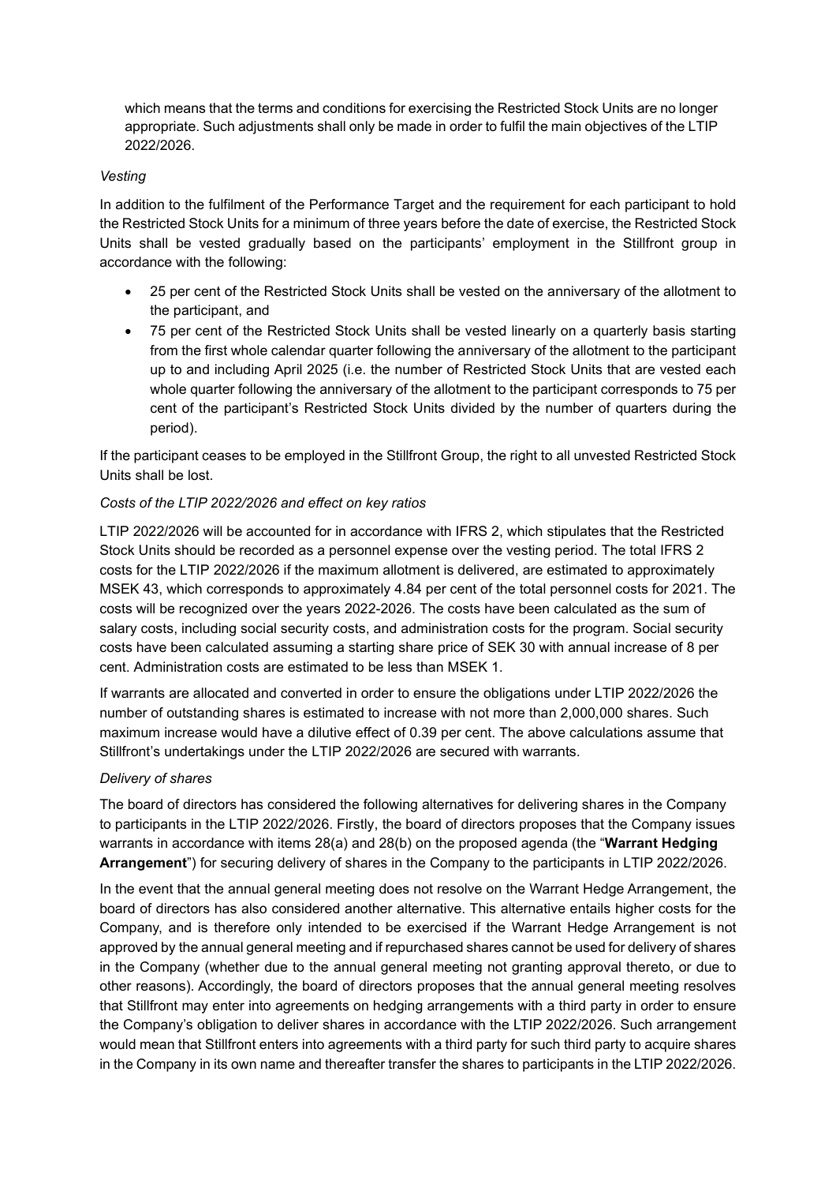which means that the terms and conditions for exercising the Restricted Stock Units are no longer appropriate. Such adjustments shall only be made in order to fulfil the main objectives of the LTIP 2022/2026.

*Vesting*

In addition to the fulfilment of the Performance Target and the requirement for each participant to hold the Restricted Stock Units for a minimum of three years before the date of exercise, the Restricted Stock Units shall be vested gradually based on the participants' employment in the Stillfront group in accordance with the following:

- 25 per cent of the Restricted Stock Units shall be vested on the anniversary of the allotment to the participant, and
- 75 per cent of the Restricted Stock Units shall be vested linearly on a quarterly basis starting from the first whole calendar quarter following the anniversary of the allotment to the participant up to and including April 2025 (i.e. the number of Restricted Stock Units that are vested each whole quarter following the anniversary of the allotment to the participant corresponds to 75 per cent of the participant's Restricted Stock Units divided by the number of quarters during the period).

If the participant ceases to be employed in the Stillfront Group, the right to all unvested Restricted Stock Units shall be lost.

*Costs of the LTIP 2022/2026 and effect on key ratios*

LTIP 2022/2026 will be accounted for in accordance with IFRS 2, which stipulates that the Restricted Stock Units should be recorded as a personnel expense over the vesting period. The total IFRS 2 costs for the LTIP 2022/2026 if the maximum allotment is delivered, are estimated to approximately MSEK 43, which corresponds to approximately 4.84 per cent of the total personnel costs for 2021. The costs will be recognized over the years 2022-2026. The costs have been calculated as the sum of salary costs, including social security costs, and administration costs for the program. Social security costs have been calculated assuming a starting share price of SEK 30 with annual increase of 8 per cent. Administration costs are estimated to be less than MSEK 1.

If warrants are allocated and converted in order to ensure the obligations under LTIP 2022/2026 the number of outstanding shares is estimated to increase with not more than 2,000,000 shares. Such maximum increase would have a dilutive effect of 0.39 per cent. The above calculations assume that Stillfront's undertakings under the LTIP 2022/2026 are secured with warrants.

*Delivery of shares*

The board of directors has considered the following alternatives for delivering shares in the Company to participants in the LTIP 2022/2026. Firstly, the board of directors proposes that the Company issues warrants in accordance with items 28(a) and 28(b) on the proposed agenda (the "**Warrant Hedging Arrangement**") for securing delivery of shares in the Company to the participants in LTIP 2022/2026.

In the event that the annual general meeting does not resolve on the Warrant Hedge Arrangement, the board of directors has also considered another alternative. This alternative entails higher costs for the Company, and is therefore only intended to be exercised if the Warrant Hedge Arrangement is not approved by the annual general meeting and if repurchased shares cannot be used for delivery of shares in the Company (whether due to the annual general meeting not granting approval thereto, or due to other reasons). Accordingly, the board of directors proposes that the annual general meeting resolves that Stillfront may enter into agreements on hedging arrangements with a third party in order to ensure the Company's obligation to deliver shares in accordance with the LTIP 2022/2026. Such arrangement would mean that Stillfront enters into agreements with a third party for such third party to acquire shares in the Company in its own name and thereafter transfer the shares to participants in the LTIP 2022/2026.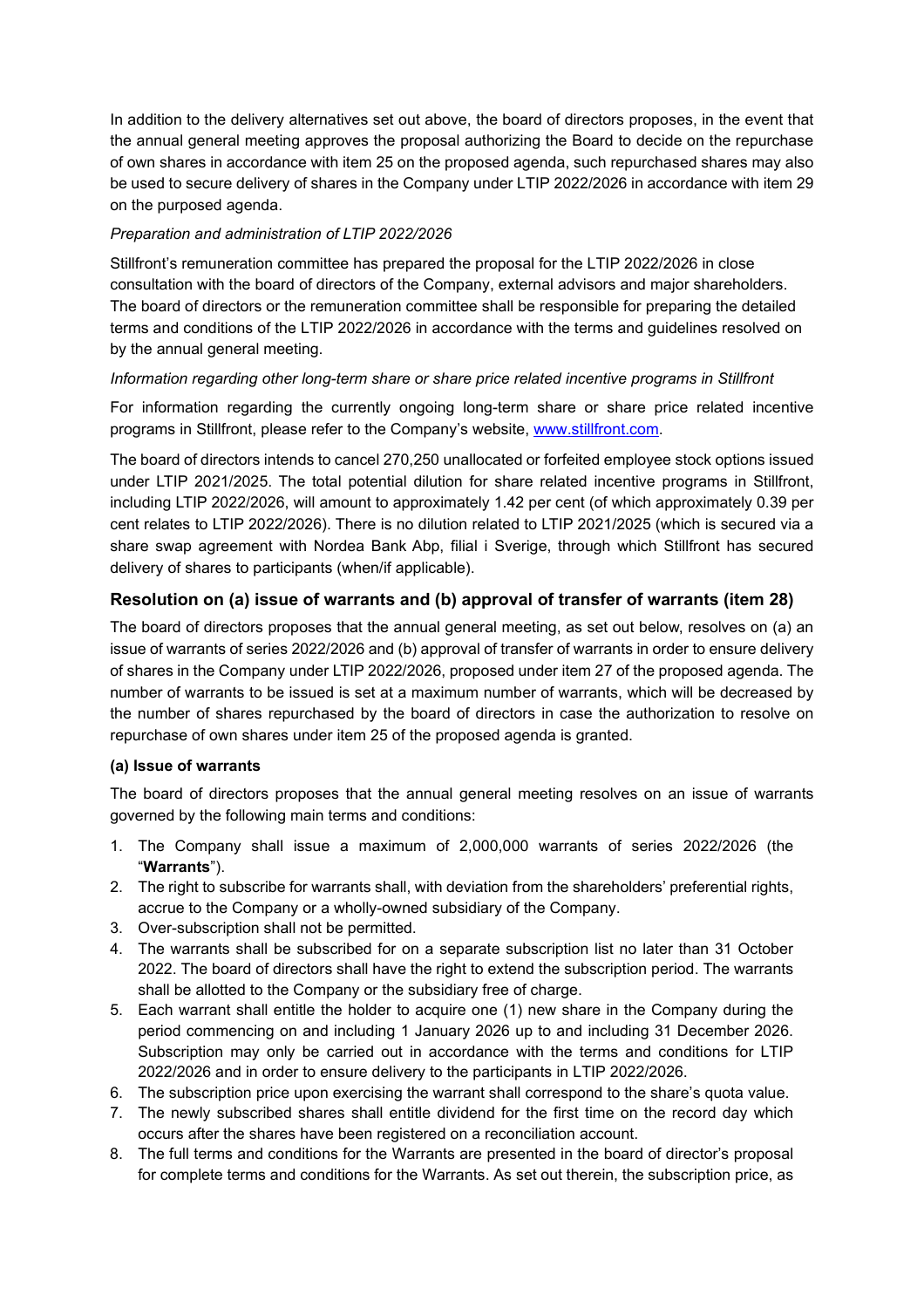In addition to the delivery alternatives set out above, the board of directors proposes, in the event that the annual general meeting approves the proposal authorizing the Board to decide on the repurchase of own shares in accordance with item 25 on the proposed agenda, such repurchased shares may also be used to secure delivery of shares in the Company under LTIP 2022/2026 in accordance with item 29 on the purposed agenda.

*Preparation and administration of LTIP 2022/2026*

Stillfront's remuneration committee has prepared the proposal for the LTIP 2022/2026 in close consultation with the board of directors of the Company, external advisors and major shareholders. The board of directors or the remuneration committee shall be responsible for preparing the detailed terms and conditions of the LTIP 2022/2026 in accordance with the terms and guidelines resolved on by the annual general meeting.

*Information regarding other long-term share or share price related incentive programs in Stillfront*

For information regarding the currently ongoing long-term share or share price related incentive programs in Stillfront, please refer to the Company's website, www.stillfront.com.

The board of directors intends to cancel 270,250 unallocated or forfeited employee stock options issued under LTIP 2021/2025. The total potential dilution for share related incentive programs in Stillfront, including LTIP 2022/2026, will amount to approximately 1.42 per cent (of which approximately 0.39 per cent relates to LTIP 2022/2026). There is no dilution related to LTIP 2021/2025 (which is secured via a share swap agreement with Nordea Bank Abp, filial i Sverige, through which Stillfront has secured delivery of shares to participants (when/if applicable).

## Resolution on (a) issue of warrants and (b) approval of transfer of warrants (item 28)

The board of directors proposes that the annual general meeting, as set out below, resolves on (a) an issue of warrants of series 2022/2026 and (b) approval of transfer of warrants in order to ensure delivery of shares in the Company under LTIP 2022/2026, proposed under item 27 of the proposed agenda. The number of warrants to be issued is set at a maximum number of warrants, which will be decreased by the number of shares repurchased by the board of directors in case the authorization to resolve on repurchase of own shares under item 25 of the proposed agenda is granted.

**(a) Issue of warrants**

The board of directors proposes that the annual general meeting resolves on an issue of warrants governed by the following main terms and conditions:

1. The Company shall issue a maximum of 2,000,000 warrants of series 2022/2026 (the "**Warrants**").
2. The right to subscribe for warrants shall, with deviation from the shareholders' preferential rights, accrue to the Company or a wholly-owned subsidiary of the Company.
3. Over-subscription shall not be permitted.
4. The warrants shall be subscribed for on a separate subscription list no later than 31 October 2022. The board of directors shall have the right to extend the subscription period. The warrants shall be allotted to the Company or the subsidiary free of charge.
5. Each warrant shall entitle the holder to acquire one (1) new share in the Company during the period commencing on and including 1 January 2026 up to and including 31 December 2026. Subscription may only be carried out in accordance with the terms and conditions for LTIP 2022/2026 and in order to ensure delivery to the participants in LTIP 2022/2026.
6. The subscription price upon exercising the warrant shall correspond to the share's quota value.
7. The newly subscribed shares shall entitle dividend for the first time on the record day which occurs after the shares have been registered on a reconciliation account.
8. The full terms and conditions for the Warrants are presented in the board of director's proposal for complete terms and conditions for the Warrants. As set out therein, the subscription price, as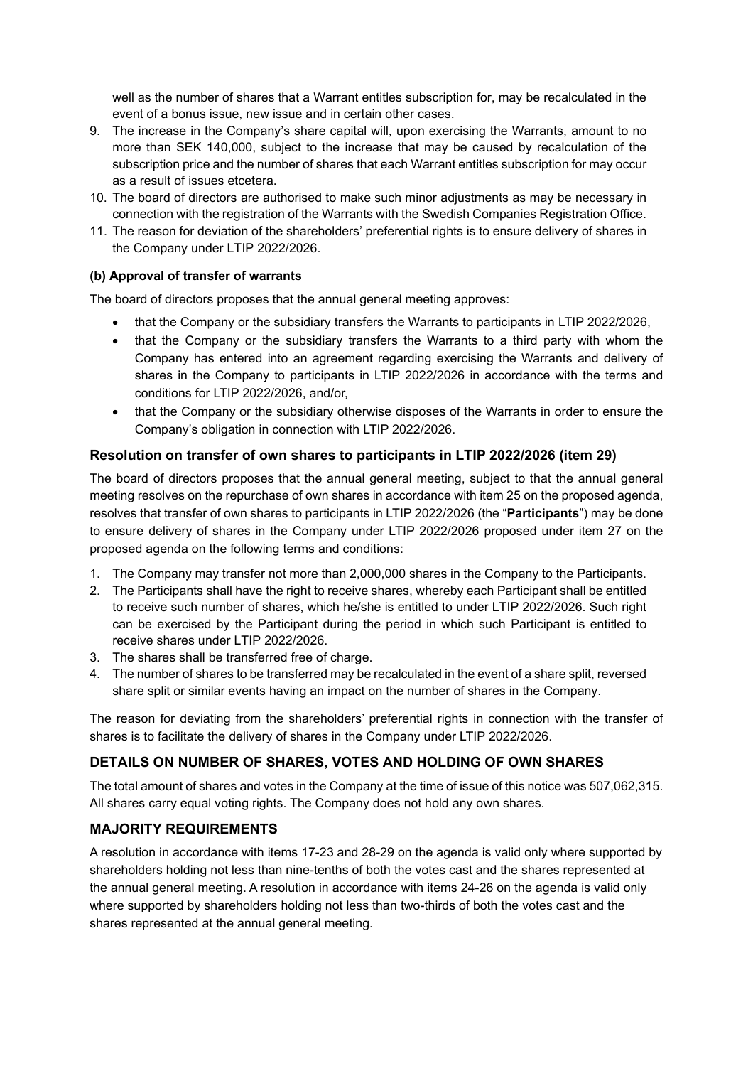well as the number of shares that a Warrant entitles subscription for, may be recalculated in the event of a bonus issue, new issue and in certain other cases.

9. The increase in the Company's share capital will, upon exercising the Warrants, amount to no more than SEK 140,000, subject to the increase that may be caused by recalculation of the subscription price and the number of shares that each Warrant entitles subscription for may occur as a result of issues etcetera.
10. The board of directors are authorised to make such minor adjustments as may be necessary in connection with the registration of the Warrants with the Swedish Companies Registration Office.
11. The reason for deviation of the shareholders' preferential rights is to ensure delivery of shares in the Company under LTIP 2022/2026.

**(b) Approval of transfer of warrants**

The board of directors proposes that the annual general meeting approves:

- that the Company or the subsidiary transfers the Warrants to participants in LTIP 2022/2026,
- that the Company or the subsidiary transfers the Warrants to a third party with whom the Company has entered into an agreement regarding exercising the Warrants and delivery of shares in the Company to participants in LTIP 2022/2026 in accordance with the terms and conditions for LTIP 2022/2026, and/or,
- that the Company or the subsidiary otherwise disposes of the Warrants in order to ensure the Company's obligation in connection with LTIP 2022/2026.

### Resolution on transfer of own shares to participants in LTIP 2022/2026 (item 29)

The board of directors proposes that the annual general meeting, subject to that the annual general meeting resolves on the repurchase of own shares in accordance with item 25 on the proposed agenda, resolves that transfer of own shares to participants in LTIP 2022/2026 (the "**Participants**") may be done to ensure delivery of shares in the Company under LTIP 2022/2026 proposed under item 27 on the proposed agenda on the following terms and conditions:

1. The Company may transfer not more than 2,000,000 shares in the Company to the Participants.
2. The Participants shall have the right to receive shares, whereby each Participant shall be entitled to receive such number of shares, which he/she is entitled to under LTIP 2022/2026. Such right can be exercised by the Participant during the period in which such Participant is entitled to receive shares under LTIP 2022/2026.
3. The shares shall be transferred free of charge.
4. The number of shares to be transferred may be recalculated in the event of a share split, reversed share split or similar events having an impact on the number of shares in the Company.

The reason for deviating from the shareholders' preferential rights in connection with the transfer of shares is to facilitate the delivery of shares in the Company under LTIP 2022/2026.

## DETAILS ON NUMBER OF SHARES, VOTES AND HOLDING OF OWN SHARES

The total amount of shares and votes in the Company at the time of issue of this notice was 507,062,315. All shares carry equal voting rights. The Company does not hold any own shares.

## MAJORITY REQUIREMENTS

A resolution in accordance with items 17-23 and 28-29 on the agenda is valid only where supported by shareholders holding not less than nine-tenths of both the votes cast and the shares represented at the annual general meeting. A resolution in accordance with items 24-26 on the agenda is valid only where supported by shareholders holding not less than two-thirds of both the votes cast and the shares represented at the annual general meeting.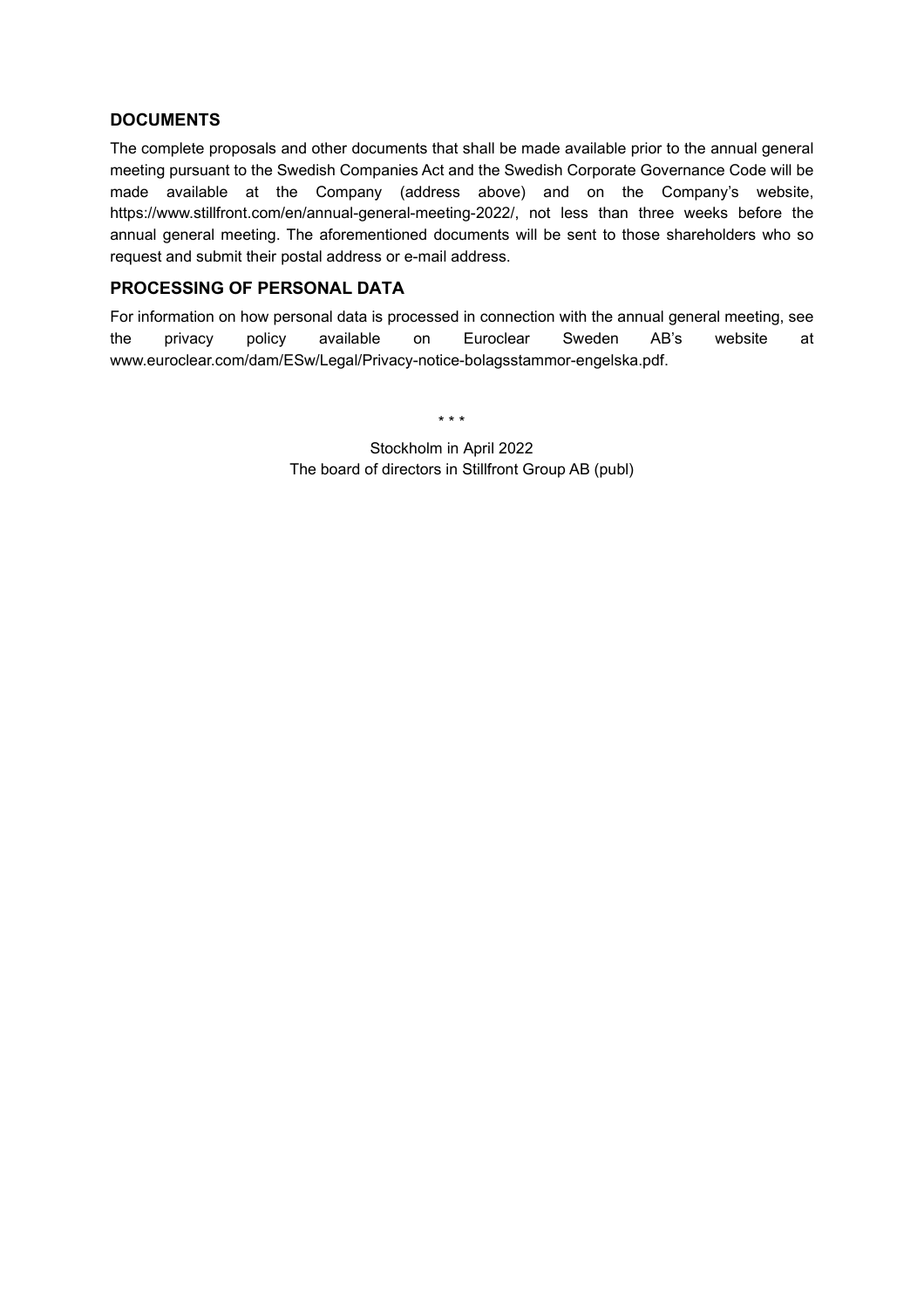## DOCUMENTS

The complete proposals and other documents that shall be made available prior to the annual general meeting pursuant to the Swedish Companies Act and the Swedish Corporate Governance Code will be made available at the Company (address above) and on the Company's website, https://www.stillfront.com/en/annual-general-meeting-2022/, not less than three weeks before the annual general meeting. The aforementioned documents will be sent to those shareholders who so request and submit their postal address or e-mail address.

## PROCESSING OF PERSONAL DATA

For information on how personal data is processed in connection with the annual general meeting, see the privacy policy available on Euroclear Sweden AB's website at www.euroclear.com/dam/ESw/Legal/Privacy-notice-bolagsstammor-engelska.pdf.

\* \* \*

Stockholm in April 2022
The board of directors in Stillfront Group AB (publ)